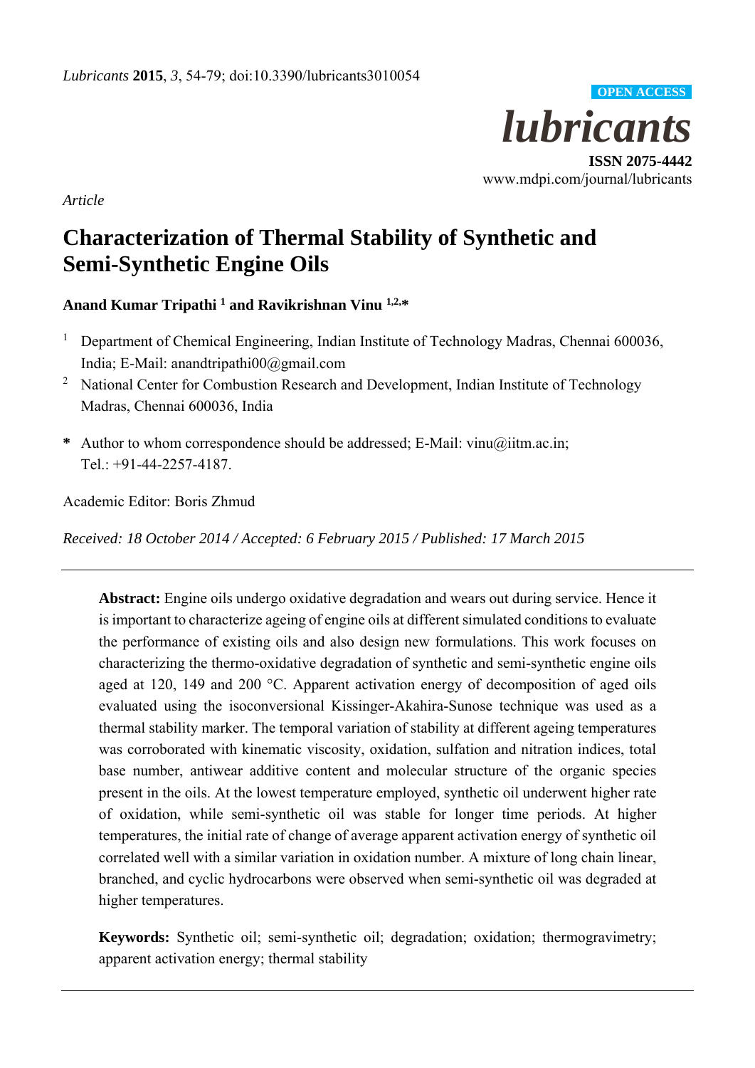*Article*

# Characterization of Thermal Stability of Synthetic and Semi-Synthetic Engine Oils

**Anand Kumar Tripathi [1] and Ravikrishnan Vinu [1,2,*]**

[1] Department of Chemical Engineering, Indian Institute of Technology Madras, Chennai 600036, India; E-Mail: anandtripathi00@gmail.com

[2] National Center for Combustion Research and Development, Indian Institute of Technology Madras, Chennai 600036, India

[*] Author to whom correspondence should be addressed; E-Mail: vinu@iitm.ac.in; Tel.: +91-44-2257-4187.

Academic Editor: Boris Zhmud

*Received: 18 October 2014 / Accepted: 6 February 2015 / Published: 17 March 2015*

---

**Abstract:** Engine oils undergo oxidative degradation and wears out during service. Hence it is important to characterize ageing of engine oils at different simulated conditions to evaluate the performance of existing oils and also design new formulations. This work focuses on characterizing the thermo-oxidative degradation of synthetic and semi-synthetic engine oils aged at 120, 149 and 200 °C. Apparent activation energy of decomposition of aged oils evaluated using the isoconversional Kissinger-Akahira-Sunose technique was used as a thermal stability marker. The temporal variation of stability at different ageing temperatures was corroborated with kinematic viscosity, oxidation, sulfation and nitration indices, total base number, antiwear additive content and molecular structure of the organic species present in the oils. At the lowest temperature employed, synthetic oil underwent higher rate of oxidation, while semi-synthetic oil was stable for longer time periods. At higher temperatures, the initial rate of change of average apparent activation energy of synthetic oil correlated well with a similar variation in oxidation number. A mixture of long chain linear, branched, and cyclic hydrocarbons were observed when semi-synthetic oil was degraded at higher temperatures.

**Keywords:** Synthetic oil; semi-synthetic oil; degradation; oxidation; thermogravimetry; apparent activation energy; thermal stability

---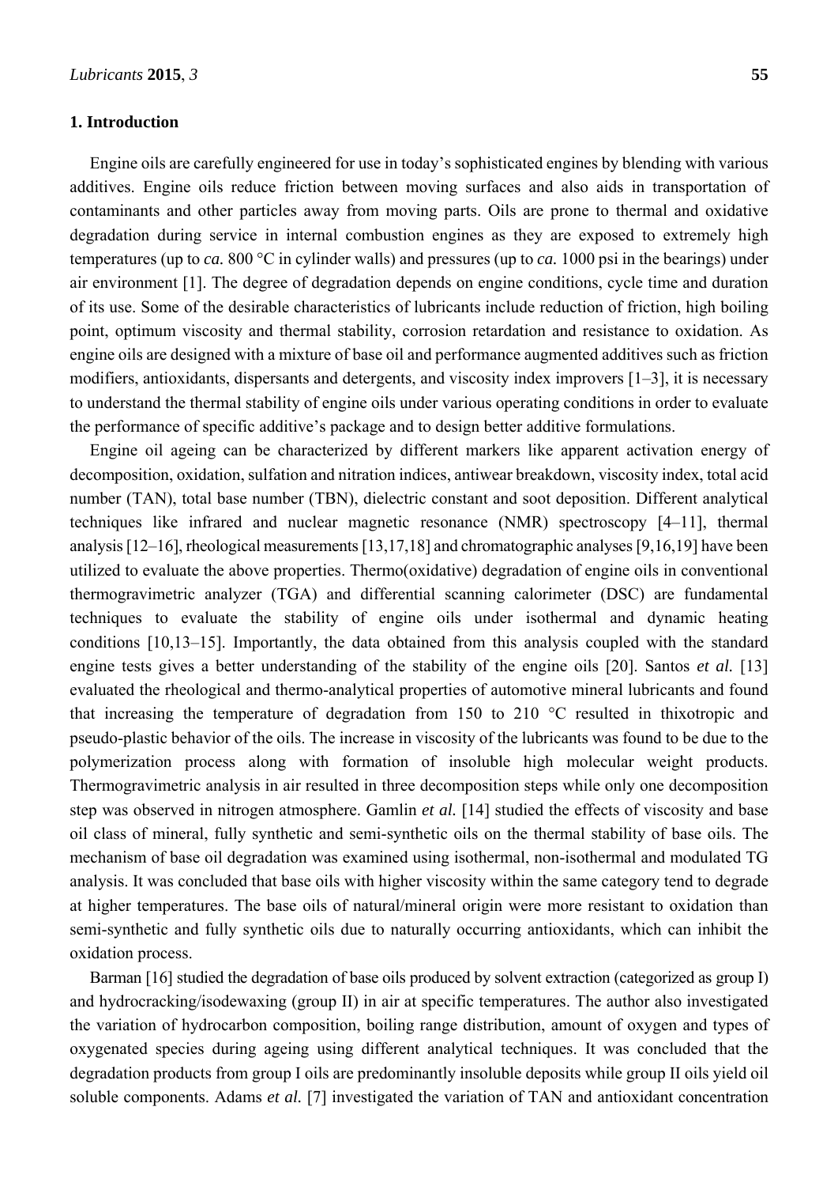## 1. Introduction

Engine oils are carefully engineered for use in today's sophisticated engines by blending with various additives. Engine oils reduce friction between moving surfaces and also aids in transportation of contaminants and other particles away from moving parts. Oils are prone to thermal and oxidative degradation during service in internal combustion engines as they are exposed to extremely high temperatures (up to *ca.* 800 °C in cylinder walls) and pressures (up to *ca.* 1000 psi in the bearings) under air environment [1]. The degree of degradation depends on engine conditions, cycle time and duration of its use. Some of the desirable characteristics of lubricants include reduction of friction, high boiling point, optimum viscosity and thermal stability, corrosion retardation and resistance to oxidation. As engine oils are designed with a mixture of base oil and performance augmented additives such as friction modifiers, antioxidants, dispersants and detergents, and viscosity index improvers [1–3], it is necessary to understand the thermal stability of engine oils under various operating conditions in order to evaluate the performance of specific additive's package and to design better additive formulations.

Engine oil ageing can be characterized by different markers like apparent activation energy of decomposition, oxidation, sulfation and nitration indices, antiwear breakdown, viscosity index, total acid number (TAN), total base number (TBN), dielectric constant and soot deposition. Different analytical techniques like infrared and nuclear magnetic resonance (NMR) spectroscopy [4–11], thermal analysis [12–16], rheological measurements [13,17,18] and chromatographic analyses [9,16,19] have been utilized to evaluate the above properties. Thermo(oxidative) degradation of engine oils in conventional thermogravimetric analyzer (TGA) and differential scanning calorimeter (DSC) are fundamental techniques to evaluate the stability of engine oils under isothermal and dynamic heating conditions [10,13–15]. Importantly, the data obtained from this analysis coupled with the standard engine tests gives a better understanding of the stability of the engine oils [20]. Santos *et al.* [13] evaluated the rheological and thermo-analytical properties of automotive mineral lubricants and found that increasing the temperature of degradation from 150 to 210 °C resulted in thixotropic and pseudo-plastic behavior of the oils. The increase in viscosity of the lubricants was found to be due to the polymerization process along with formation of insoluble high molecular weight products. Thermogravimetric analysis in air resulted in three decomposition steps while only one decomposition step was observed in nitrogen atmosphere. Gamlin *et al.* [14] studied the effects of viscosity and base oil class of mineral, fully synthetic and semi-synthetic oils on the thermal stability of base oils. The mechanism of base oil degradation was examined using isothermal, non-isothermal and modulated TG analysis. It was concluded that base oils with higher viscosity within the same category tend to degrade at higher temperatures. The base oils of natural/mineral origin were more resistant to oxidation than semi-synthetic and fully synthetic oils due to naturally occurring antioxidants, which can inhibit the oxidation process.

Barman [16] studied the degradation of base oils produced by solvent extraction (categorized as group I) and hydrocracking/isodewaxing (group II) in air at specific temperatures. The author also investigated the variation of hydrocarbon composition, boiling range distribution, amount of oxygen and types of oxygenated species during ageing using different analytical techniques. It was concluded that the degradation products from group I oils are predominantly insoluble deposits while group II oils yield oil soluble components. Adams *et al.* [7] investigated the variation of TAN and antioxidant concentration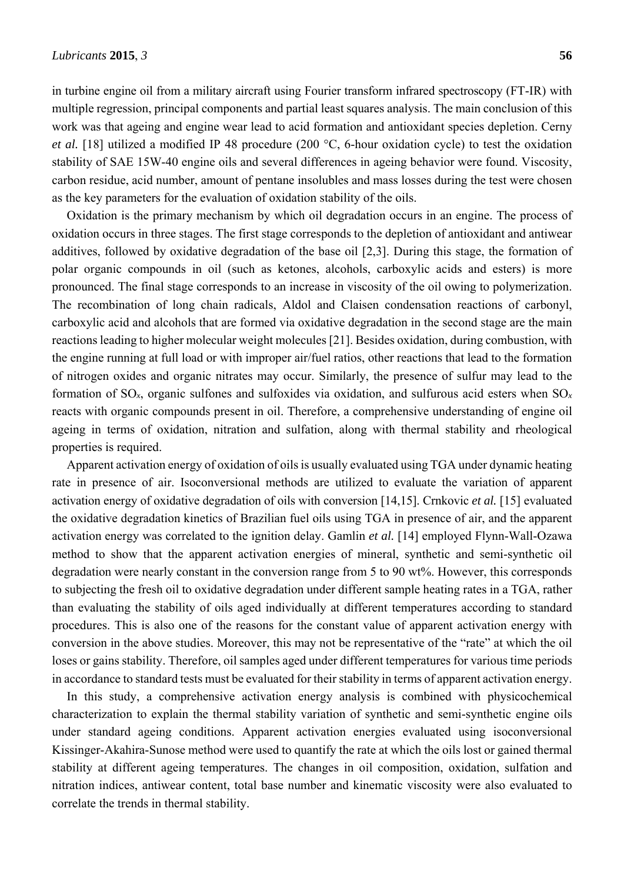in turbine engine oil from a military aircraft using Fourier transform infrared spectroscopy (FT-IR) with multiple regression, principal components and partial least squares analysis. The main conclusion of this work was that ageing and engine wear lead to acid formation and antioxidant species depletion. Cerny *et al.* [18] utilized a modified IP 48 procedure (200 °C, 6-hour oxidation cycle) to test the oxidation stability of SAE 15W-40 engine oils and several differences in ageing behavior were found. Viscosity, carbon residue, acid number, amount of pentane insolubles and mass losses during the test were chosen as the key parameters for the evaluation of oxidation stability of the oils.

Oxidation is the primary mechanism by which oil degradation occurs in an engine. The process of oxidation occurs in three stages. The first stage corresponds to the depletion of antioxidant and antiwear additives, followed by oxidative degradation of the base oil [2,3]. During this stage, the formation of polar organic compounds in oil (such as ketones, alcohols, carboxylic acids and esters) is more pronounced. The final stage corresponds to an increase in viscosity of the oil owing to polymerization. The recombination of long chain radicals, Aldol and Claisen condensation reactions of carbonyl, carboxylic acid and alcohols that are formed via oxidative degradation in the second stage are the main reactions leading to higher molecular weight molecules [21]. Besides oxidation, during combustion, with the engine running at full load or with improper air/fuel ratios, other reactions that lead to the formation of nitrogen oxides and organic nitrates may occur. Similarly, the presence of sulfur may lead to the formation of $SO_x$, organic sulfones and sulfoxides via oxidation, and sulfurous acid esters when $SO_x$ reacts with organic compounds present in oil. Therefore, a comprehensive understanding of engine oil ageing in terms of oxidation, nitration and sulfation, along with thermal stability and rheological properties is required.

Apparent activation energy of oxidation of oils is usually evaluated using TGA under dynamic heating rate in presence of air. Isoconversional methods are utilized to evaluate the variation of apparent activation energy of oxidative degradation of oils with conversion [14,15]. Crnkovic *et al.* [15] evaluated the oxidative degradation kinetics of Brazilian fuel oils using TGA in presence of air, and the apparent activation energy was correlated to the ignition delay. Gamlin *et al.* [14] employed Flynn-Wall-Ozawa method to show that the apparent activation energies of mineral, synthetic and semi-synthetic oil degradation were nearly constant in the conversion range from 5 to 90 wt%. However, this corresponds to subjecting the fresh oil to oxidative degradation under different sample heating rates in a TGA, rather than evaluating the stability of oils aged individually at different temperatures according to standard procedures. This is also one of the reasons for the constant value of apparent activation energy with conversion in the above studies. Moreover, this may not be representative of the "rate" at which the oil loses or gains stability. Therefore, oil samples aged under different temperatures for various time periods in accordance to standard tests must be evaluated for their stability in terms of apparent activation energy.

In this study, a comprehensive activation energy analysis is combined with physicochemical characterization to explain the thermal stability variation of synthetic and semi-synthetic engine oils under standard ageing conditions. Apparent activation energies evaluated using isoconversional Kissinger-Akahira-Sunose method were used to quantify the rate at which the oils lost or gained thermal stability at different ageing temperatures. The changes in oil composition, oxidation, sulfation and nitration indices, antiwear content, total base number and kinematic viscosity were also evaluated to correlate the trends in thermal stability.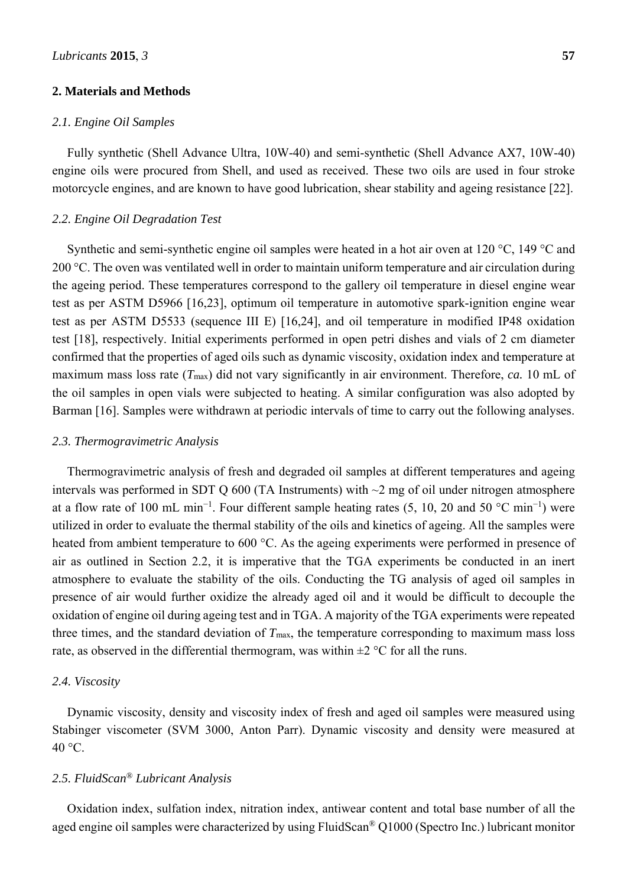## 2. Materials and Methods

### 2.1. Engine Oil Samples

Fully synthetic (Shell Advance Ultra, 10W-40) and semi-synthetic (Shell Advance AX7, 10W-40) engine oils were procured from Shell, and used as received. These two oils are used in four stroke motorcycle engines, and are known to have good lubrication, shear stability and ageing resistance [22].

### 2.2. Engine Oil Degradation Test

Synthetic and semi-synthetic engine oil samples were heated in a hot air oven at 120 °C, 149 °C and 200 °C. The oven was ventilated well in order to maintain uniform temperature and air circulation during the ageing period. These temperatures correspond to the gallery oil temperature in diesel engine wear test as per ASTM D5966 [16,23], optimum oil temperature in automotive spark-ignition engine wear test as per ASTM D5533 (sequence III E) [16,24], and oil temperature in modified IP48 oxidation test [18], respectively. Initial experiments performed in open petri dishes and vials of 2 cm diameter confirmed that the properties of aged oils such as dynamic viscosity, oxidation index and temperature at maximum mass loss rate ($T_{max}$) did not vary significantly in air environment. Therefore, *ca.* 10 mL of the oil samples in open vials were subjected to heating. A similar configuration was also adopted by Barman [16]. Samples were withdrawn at periodic intervals of time to carry out the following analyses.

### 2.3. Thermogravimetric Analysis

Thermogravimetric analysis of fresh and degraded oil samples at different temperatures and ageing intervals was performed in SDT Q 600 (TA Instruments) with ~2 mg of oil under nitrogen atmosphere at a flow rate of 100 mL min$^{-1}$. Four different sample heating rates (5, 10, 20 and 50 °C min$^{-1}$) were utilized in order to evaluate the thermal stability of the oils and kinetics of ageing. All the samples were heated from ambient temperature to 600 °C. As the ageing experiments were performed in presence of air as outlined in Section 2.2, it is imperative that the TGA experiments be conducted in an inert atmosphere to evaluate the stability of the oils. Conducting the TG analysis of aged oil samples in presence of air would further oxidize the already aged oil and it would be difficult to decouple the oxidation of engine oil during ageing test and in TGA. A majority of the TGA experiments were repeated three times, and the standard deviation of $T_{max}$, the temperature corresponding to maximum mass loss rate, as observed in the differential thermogram, was within ±2 °C for all the runs.

### 2.4. Viscosity

Dynamic viscosity, density and viscosity index of fresh and aged oil samples were measured using Stabinger viscometer (SVM 3000, Anton Parr). Dynamic viscosity and density were measured at 40 °C.

### 2.5. FluidScan® Lubricant Analysis

Oxidation index, sulfation index, nitration index, antiwear content and total base number of all the aged engine oil samples were characterized by using FluidScan® Q1000 (Spectro Inc.) lubricant monitor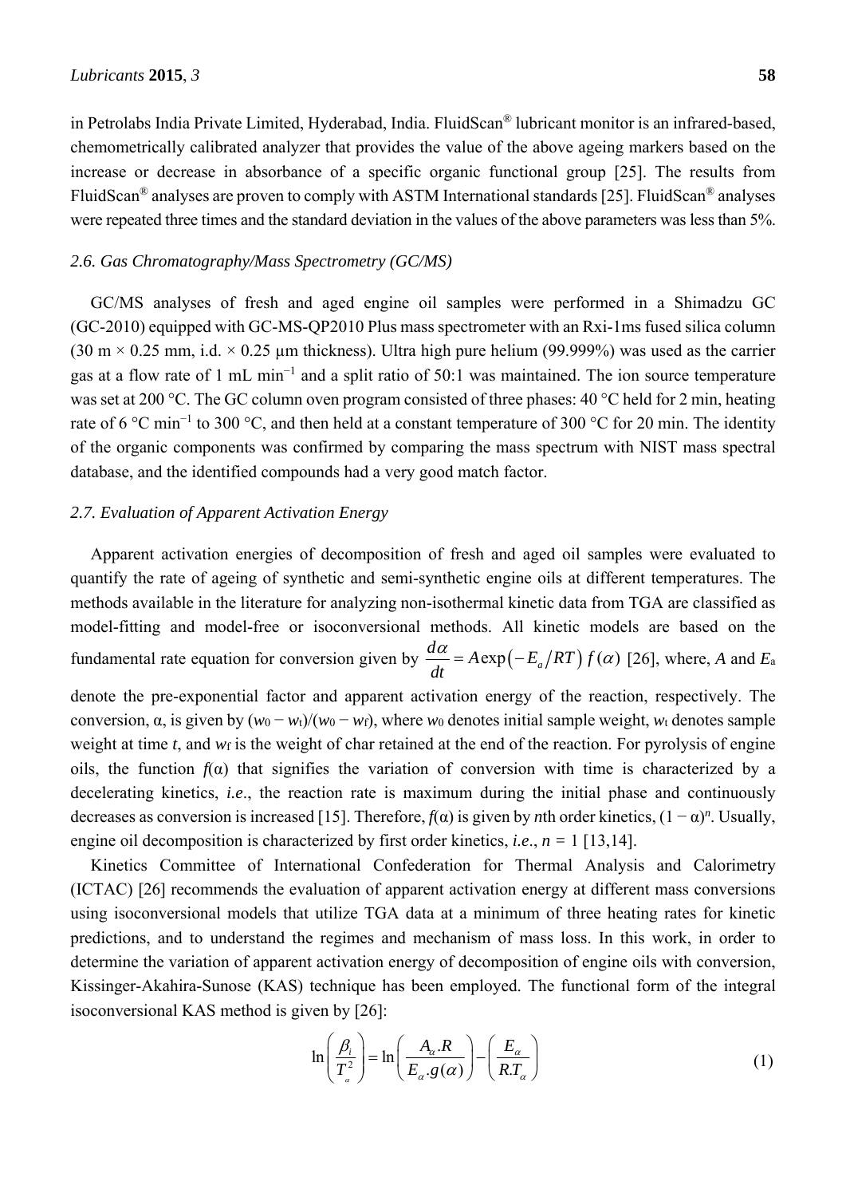in Petrolabs India Private Limited, Hyderabad, India. FluidScan® lubricant monitor is an infrared-based, chemometrically calibrated analyzer that provides the value of the above ageing markers based on the increase or decrease in absorbance of a specific organic functional group [25]. The results from FluidScan® analyses are proven to comply with ASTM International standards [25]. FluidScan® analyses were repeated three times and the standard deviation in the values of the above parameters was less than 5%.

### *2.6. Gas Chromatography/Mass Spectrometry (GC/MS)*

GC/MS analyses of fresh and aged engine oil samples were performed in a Shimadzu GC (GC-2010) equipped with GC-MS-QP2010 Plus mass spectrometer with an Rxi-1ms fused silica column (30 m × 0.25 mm, i.d. × 0.25 μm thickness). Ultra high pure helium (99.999%) was used as the carrier gas at a flow rate of 1 mL $min^{-1}$ and a split ratio of 50:1 was maintained. The ion source temperature was set at 200 °C. The GC column oven program consisted of three phases: 40 °C held for 2 min, heating rate of 6 °C $min^{-1}$ to 300 °C, and then held at a constant temperature of 300 °C for 20 min. The identity of the organic components was confirmed by comparing the mass spectrum with NIST mass spectral database, and the identified compounds had a very good match factor.

### *2.7. Evaluation of Apparent Activation Energy*

Apparent activation energies of decomposition of fresh and aged oil samples were evaluated to quantify the rate of ageing of synthetic and semi-synthetic engine oils at different temperatures. The methods available in the literature for analyzing non-isothermal kinetic data from TGA are classified as model-fitting and model-free or isoconversional methods. All kinetic models are based on the fundamental rate equation for conversion given by $\frac{d\alpha}{dt} = A\exp\left(-E_a/RT\right) f(\alpha)$ [26], where, $A$ and $E_a$ denote the pre-exponential factor and apparent activation energy of the reaction, respectively. The conversion, α, is given by $(w_0 - w_t)/(w_0 - w_f)$, where $w_0$ denotes initial sample weight, $w_t$ denotes sample weight at time $t$, and $w_f$ is the weight of char retained at the end of the reaction. For pyrolysis of engine oils, the function $f(\alpha)$ that signifies the variation of conversion with time is characterized by a decelerating kinetics, *i.e.*, the reaction rate is maximum during the initial phase and continuously decreases as conversion is increased [15]. Therefore, $f(\alpha)$ is given by $n$th order kinetics, $(1 - \alpha)^n$. Usually, engine oil decomposition is characterized by first order kinetics, *i.e.*, $n = 1$ [13,14].

Kinetics Committee of International Confederation for Thermal Analysis and Calorimetry (ICTAC) [26] recommends the evaluation of apparent activation energy at different mass conversions using isoconversional models that utilize TGA data at a minimum of three heating rates for kinetic predictions, and to understand the regimes and mechanism of mass loss. In this work, in order to determine the variation of apparent activation energy of decomposition of engine oils with conversion, Kissinger-Akahira-Sunose (KAS) technique has been employed. The functional form of the integral isoconversional KAS method is given by [26]:

$$\ln\left(\frac{\beta_i}{T_\alpha^2}\right) = \ln\left(\frac{A_\alpha . R}{E_\alpha . g(\alpha)}\right) - \left(\frac{E_\alpha}{R . T_\alpha}\right) \tag{1}$$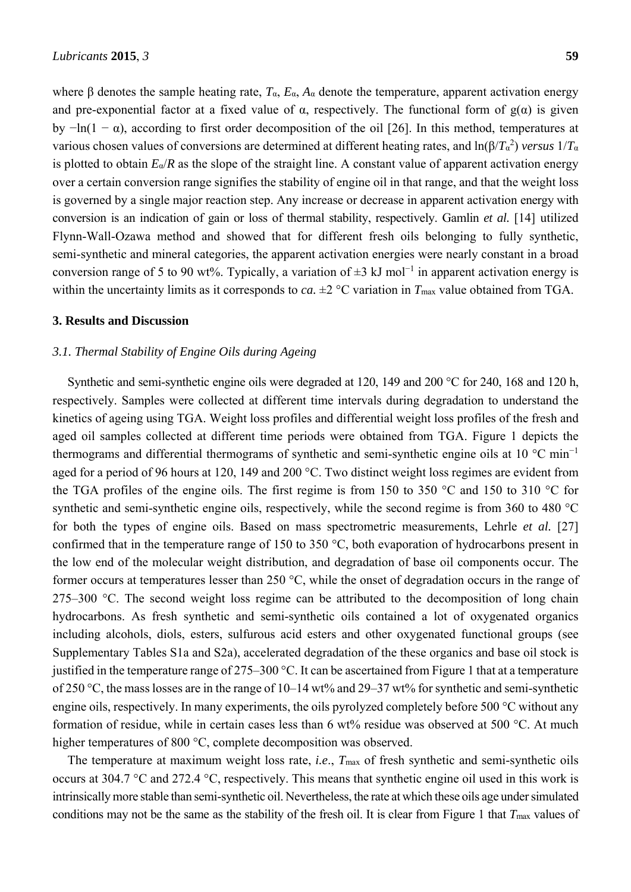where β denotes the sample heating rate, $T_\alpha$, $E_\alpha$, $A_\alpha$ denote the temperature, apparent activation energy and pre-exponential factor at a fixed value of α, respectively. The functional form of g(α) is given by −ln(1 − α), according to first order decomposition of the oil [26]. In this method, temperatures at various chosen values of conversions are determined at different heating rates, and $\ln(\beta/T_\alpha^2)$ *versus* $1/T_\alpha$ is plotted to obtain $E_\alpha/R$ as the slope of the straight line. A constant value of apparent activation energy over a certain conversion range signifies the stability of engine oil in that range, and that the weight loss is governed by a single major reaction step. Any increase or decrease in apparent activation energy with conversion is an indication of gain or loss of thermal stability, respectively. Gamlin *et al.* [14] utilized Flynn-Wall-Ozawa method and showed that for different fresh oils belonging to fully synthetic, semi-synthetic and mineral categories, the apparent activation energies were nearly constant in a broad conversion range of 5 to 90 wt%. Typically, a variation of ±3 kJ mol$^{-1}$ in apparent activation energy is within the uncertainty limits as it corresponds to *ca.* ±2 °C variation in $T_{max}$ value obtained from TGA.

## 3. Results and Discussion

### 3.1. Thermal Stability of Engine Oils during Ageing

Synthetic and semi-synthetic engine oils were degraded at 120, 149 and 200 °C for 240, 168 and 120 h, respectively. Samples were collected at different time intervals during degradation to understand the kinetics of ageing using TGA. Weight loss profiles and differential weight loss profiles of the fresh and aged oil samples collected at different time periods were obtained from TGA. Figure 1 depicts the thermograms and differential thermograms of synthetic and semi-synthetic engine oils at 10 °C min$^{-1}$ aged for a period of 96 hours at 120, 149 and 200 °C. Two distinct weight loss regimes are evident from the TGA profiles of the engine oils. The first regime is from 150 to 350 °C and 150 to 310 °C for synthetic and semi-synthetic engine oils, respectively, while the second regime is from 360 to 480 °C for both the types of engine oils. Based on mass spectrometric measurements, Lehrle *et al.* [27] confirmed that in the temperature range of 150 to 350 °C, both evaporation of hydrocarbons present in the low end of the molecular weight distribution, and degradation of base oil components occur. The former occurs at temperatures lesser than 250 °C, while the onset of degradation occurs in the range of 275–300 °C. The second weight loss regime can be attributed to the decomposition of long chain hydrocarbons. As fresh synthetic and semi-synthetic oils contained a lot of oxygenated organics including alcohols, diols, esters, sulfurous acid esters and other oxygenated functional groups (see Supplementary Tables S1a and S2a), accelerated degradation of the these organics and base oil stock is justified in the temperature range of 275–300 °C. It can be ascertained from Figure 1 that at a temperature of 250 °C, the mass losses are in the range of 10–14 wt% and 29–37 wt% for synthetic and semi-synthetic engine oils, respectively. In many experiments, the oils pyrolyzed completely before 500 °C without any formation of residue, while in certain cases less than 6 wt% residue was observed at 500 °C. At much higher temperatures of 800 °C, complete decomposition was observed.

The temperature at maximum weight loss rate, *i.e.*, $T_{max}$ of fresh synthetic and semi-synthetic oils occurs at 304.7 °C and 272.4 °C, respectively. This means that synthetic engine oil used in this work is intrinsically more stable than semi-synthetic oil. Nevertheless, the rate at which these oils age under simulated conditions may not be the same as the stability of the fresh oil. It is clear from Figure 1 that $T_{max}$ values of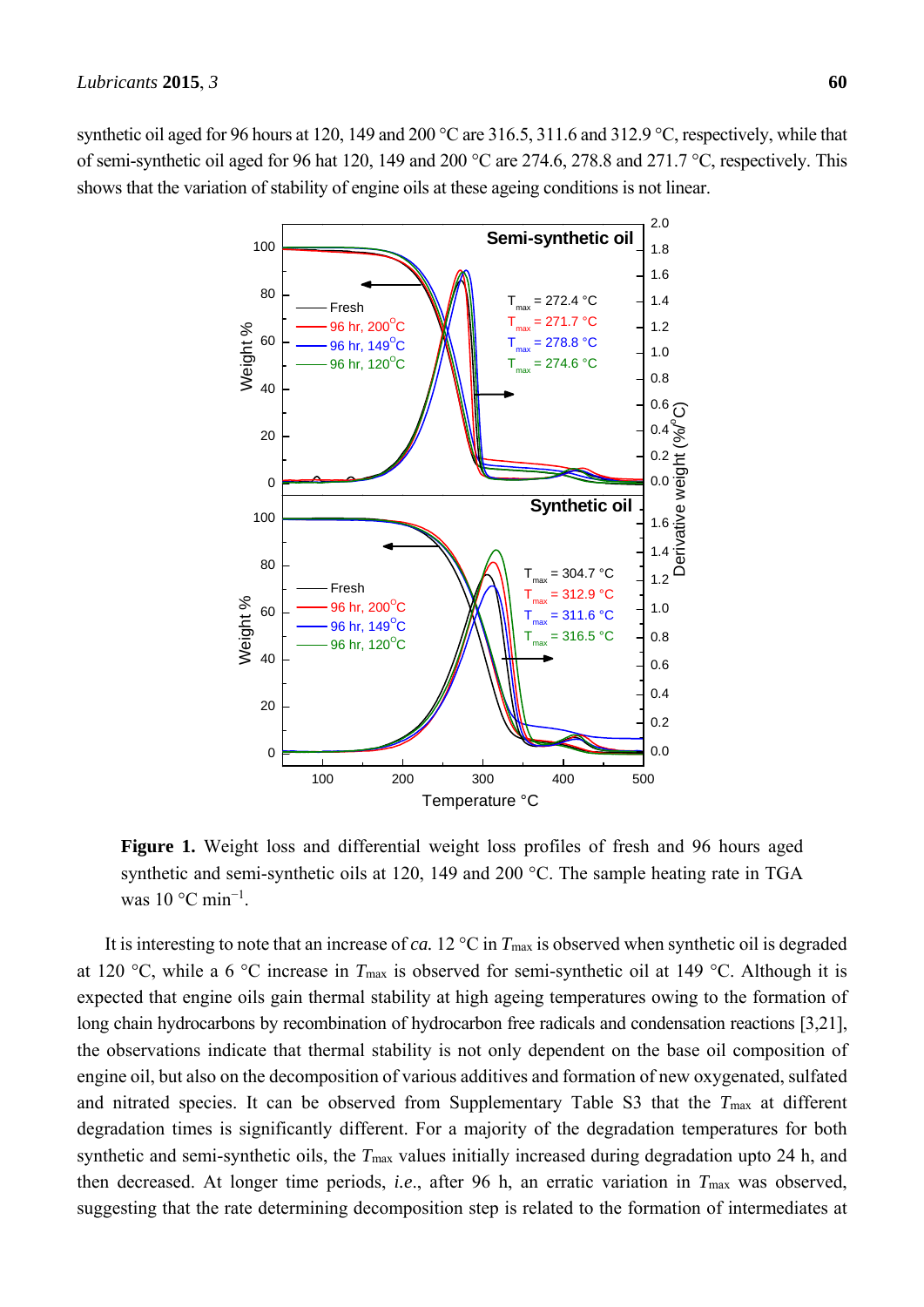synthetic oil aged for 96 hours at 120, 149 and 200 °C are 316.5, 311.6 and 312.9 °C, respectively, while that of semi-synthetic oil aged for 96 hat 120, 149 and 200 °C are 274.6, 278.8 and 271.7 °C, respectively. This shows that the variation of stability of engine oils at these ageing conditions is not linear.

**Figure 1.** Weight loss and differential weight loss profiles of fresh and 96 hours aged synthetic and semi-synthetic oils at 120, 149 and 200 °C. The sample heating rate in TGA was 10 °C min$^{-1}$.

It is interesting to note that an increase of *ca.* 12 °C in $T_{max}$ is observed when synthetic oil is degraded at 120 °C, while a 6 °C increase in $T_{max}$ is observed for semi-synthetic oil at 149 °C. Although it is expected that engine oils gain thermal stability at high ageing temperatures owing to the formation of long chain hydrocarbons by recombination of hydrocarbon free radicals and condensation reactions [3,21], the observations indicate that thermal stability is not only dependent on the base oil composition of engine oil, but also on the decomposition of various additives and formation of new oxygenated, sulfated and nitrated species. It can be observed from Supplementary Table S3 that the $T_{max}$ at different degradation times is significantly different. For a majority of the degradation temperatures for both synthetic and semi-synthetic oils, the $T_{max}$ values initially increased during degradation upto 24 h, and then decreased. At longer time periods, *i.e.*, after 96 h, an erratic variation in $T_{max}$ was observed, suggesting that the rate determining decomposition step is related to the formation of intermediates at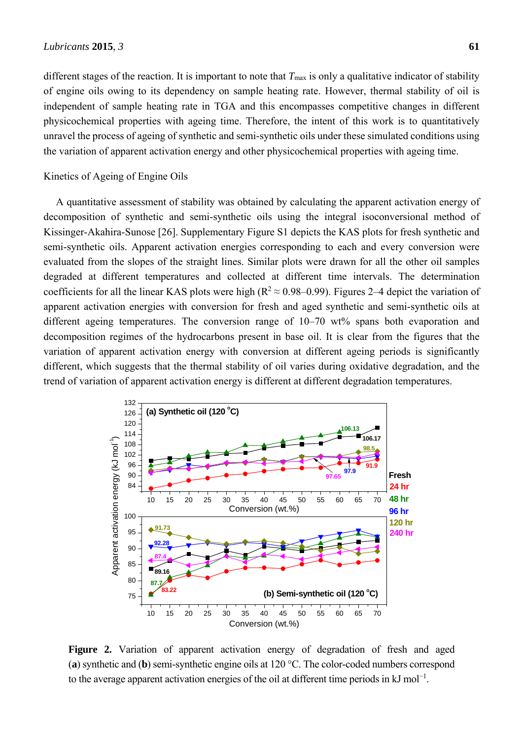different stages of the reaction. It is important to note that $T_{max}$ is only a qualitative indicator of stability of engine oils owing to its dependency on sample heating rate. However, thermal stability of oil is independent of sample heating rate in TGA and this encompasses competitive changes in different physicochemical properties with ageing time. Therefore, the intent of this work is to quantitatively unravel the process of ageing of synthetic and semi-synthetic oils under these simulated conditions using the variation of apparent activation energy and other physicochemical properties with ageing time.

Kinetics of Ageing of Engine Oils

A quantitative assessment of stability was obtained by calculating the apparent activation energy of decomposition of synthetic and semi-synthetic oils using the integral isoconversional method of Kissinger-Akahira-Sunose [26]. Supplementary Figure S1 depicts the KAS plots for fresh synthetic and semi-synthetic oils. Apparent activation energies corresponding to each and every conversion were evaluated from the slopes of the straight lines. Similar plots were drawn for all the other oil samples degraded at different temperatures and collected at different time intervals. The determination coefficients for all the linear KAS plots were high ($R^2 \approx 0.98$–$0.99$). Figures 2–4 depict the variation of apparent activation energies with conversion for fresh and aged synthetic and semi-synthetic oils at different ageing temperatures. The conversion range of 10–70 wt% spans both evaporation and decomposition regimes of the hydrocarbons present in base oil. It is clear from the figures that the variation of apparent activation energy with conversion at different ageing periods is significantly different, which suggests that the thermal stability of oil varies during oxidative degradation, and the trend of variation of apparent activation energy is different at different degradation temperatures.

**Figure 2.** Variation of apparent activation energy of degradation of fresh and aged (**a**) synthetic and (**b**) semi-synthetic engine oils at 120 °C. The color-coded numbers correspond to the average apparent activation energies of the oil at different time periods in kJ mol$^{-1}$.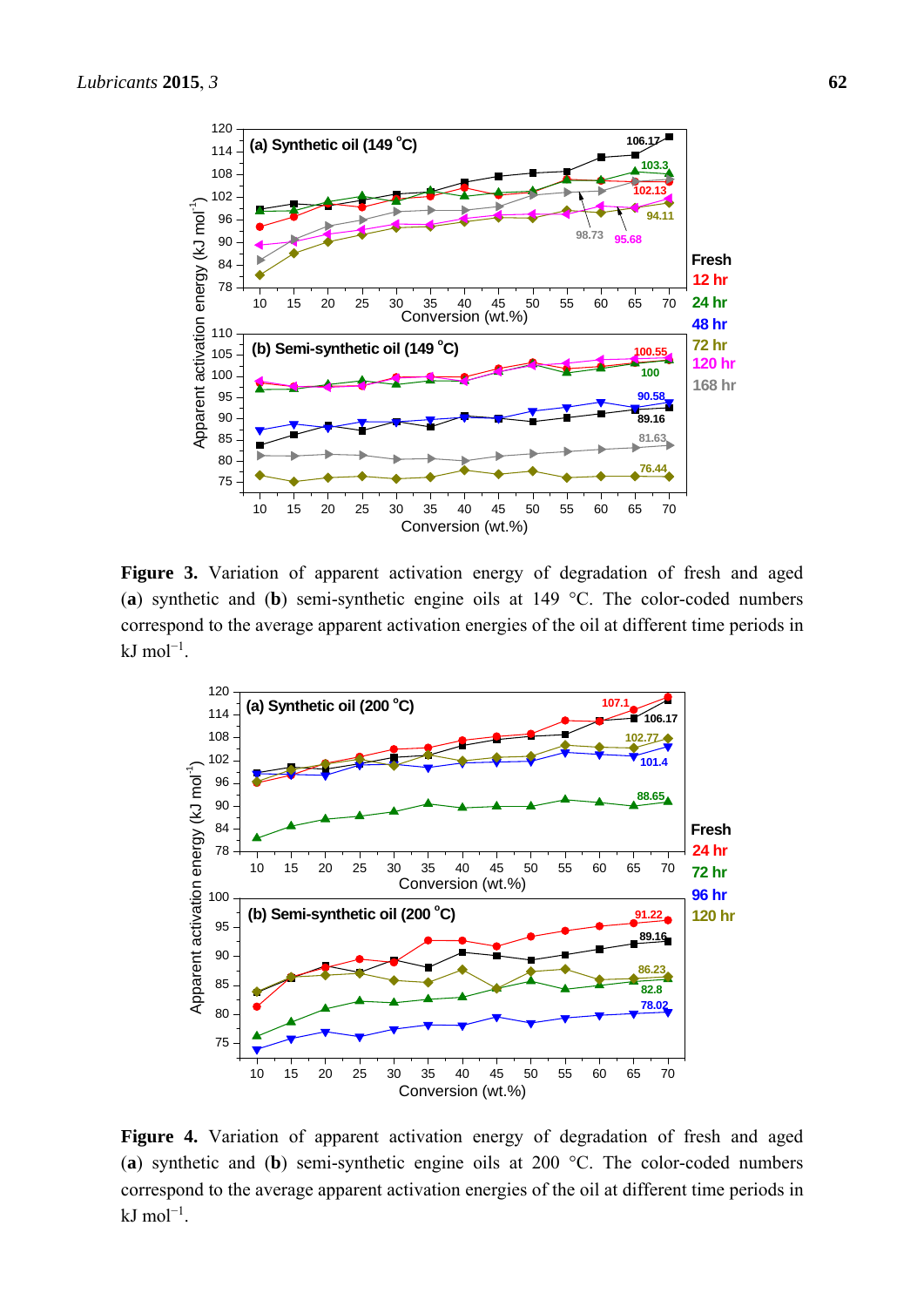**Figure 3.** Variation of apparent activation energy of degradation of fresh and aged (**a**) synthetic and (**b**) semi-synthetic engine oils at 149 °C. The color-coded numbers correspond to the average apparent activation energies of the oil at different time periods in kJ mol$^{-1}$.

**Figure 4.** Variation of apparent activation energy of degradation of fresh and aged (**a**) synthetic and (**b**) semi-synthetic engine oils at 200 °C. The color-coded numbers correspond to the average apparent activation energies of the oil at different time periods in kJ mol$^{-1}$.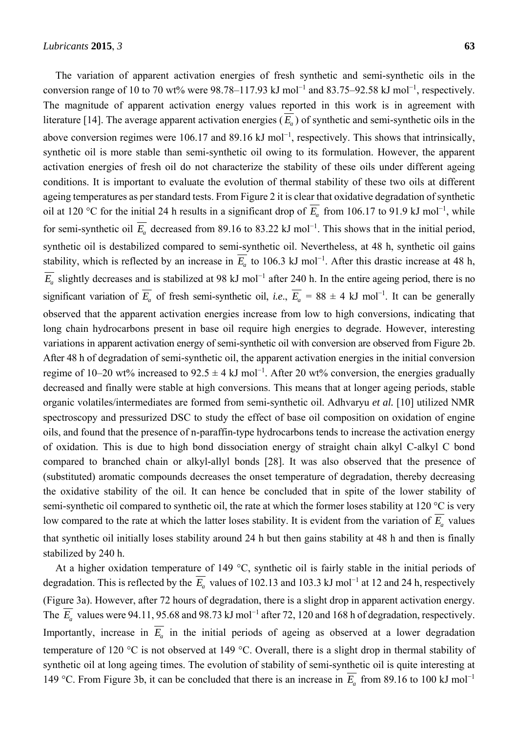The variation of apparent activation energies of fresh synthetic and semi-synthetic oils in the conversion range of 10 to 70 wt% were 98.78–117.93 kJ mol$^{-1}$ and 83.75–92.58 kJ mol$^{-1}$, respectively. The magnitude of apparent activation energy values reported in this work is in agreement with literature [14]. The average apparent activation energies ($\overline{E_a}$) of synthetic and semi-synthetic oils in the above conversion regimes were 106.17 and 89.16 kJ mol$^{-1}$, respectively. This shows that intrinsically, synthetic oil is more stable than semi-synthetic oil owing to its formulation. However, the apparent activation energies of fresh oil do not characterize the stability of these oils under different ageing conditions. It is important to evaluate the evolution of thermal stability of these two oils at different ageing temperatures as per standard tests. From Figure 2 it is clear that oxidative degradation of synthetic oil at 120 °C for the initial 24 h results in a significant drop of $\overline{E_a}$ from 106.17 to 91.9 kJ mol$^{-1}$, while for semi-synthetic oil $\overline{E_a}$ decreased from 89.16 to 83.22 kJ mol$^{-1}$. This shows that in the initial period, synthetic oil is destabilized compared to semi-synthetic oil. Nevertheless, at 48 h, synthetic oil gains stability, which is reflected by an increase in $\overline{E_a}$ to 106.3 kJ mol$^{-1}$. After this drastic increase at 48 h, $\overline{E_a}$ slightly decreases and is stabilized at 98 kJ mol$^{-1}$ after 240 h. In the entire ageing period, there is no significant variation of $\overline{E_a}$ of fresh semi-synthetic oil, *i.e.*, $\overline{E_a}$ = 88 ± 4 kJ mol$^{-1}$. It can be generally observed that the apparent activation energies increase from low to high conversions, indicating that long chain hydrocarbons present in base oil require high energies to degrade. However, interesting variations in apparent activation energy of semi-synthetic oil with conversion are observed from Figure 2b. After 48 h of degradation of semi-synthetic oil, the apparent activation energies in the initial conversion regime of 10–20 wt% increased to 92.5 ± 4 kJ mol$^{-1}$. After 20 wt% conversion, the energies gradually decreased and finally were stable at high conversions. This means that at longer ageing periods, stable organic volatiles/intermediates are formed from semi-synthetic oil. Adhvaryu *et al.* [10] utilized NMR spectroscopy and pressurized DSC to study the effect of base oil composition on oxidation of engine oils, and found that the presence of n-paraffin-type hydrocarbons tends to increase the activation energy of oxidation. This is due to high bond dissociation energy of straight chain alkyl C-alkyl C bond compared to branched chain or alkyl-allyl bonds [28]. It was also observed that the presence of (substituted) aromatic compounds decreases the onset temperature of degradation, thereby decreasing the oxidative stability of the oil. It can hence be concluded that in spite of the lower stability of semi-synthetic oil compared to synthetic oil, the rate at which the former loses stability at 120 °C is very low compared to the rate at which the latter loses stability. It is evident from the variation of $\overline{E_a}$ values that synthetic oil initially loses stability around 24 h but then gains stability at 48 h and then is finally stabilized by 240 h.

At a higher oxidation temperature of 149 °C, synthetic oil is fairly stable in the initial periods of degradation. This is reflected by the $\overline{E_a}$ values of 102.13 and 103.3 kJ mol$^{-1}$ at 12 and 24 h, respectively (Figure 3a). However, after 72 hours of degradation, there is a slight drop in apparent activation energy. The $\overline{E_a}$ values were 94.11, 95.68 and 98.73 kJ mol$^{-1}$ after 72, 120 and 168 h of degradation, respectively. Importantly, increase in $\overline{E_a}$ in the initial periods of ageing as observed at a lower degradation temperature of 120 °C is not observed at 149 °C. Overall, there is a slight drop in thermal stability of synthetic oil at long ageing times. The evolution of stability of semi-synthetic oil is quite interesting at 149 °C. From Figure 3b, it can be concluded that there is an increase in $\overline{E_a}$ from 89.16 to 100 kJ mol$^{-1}$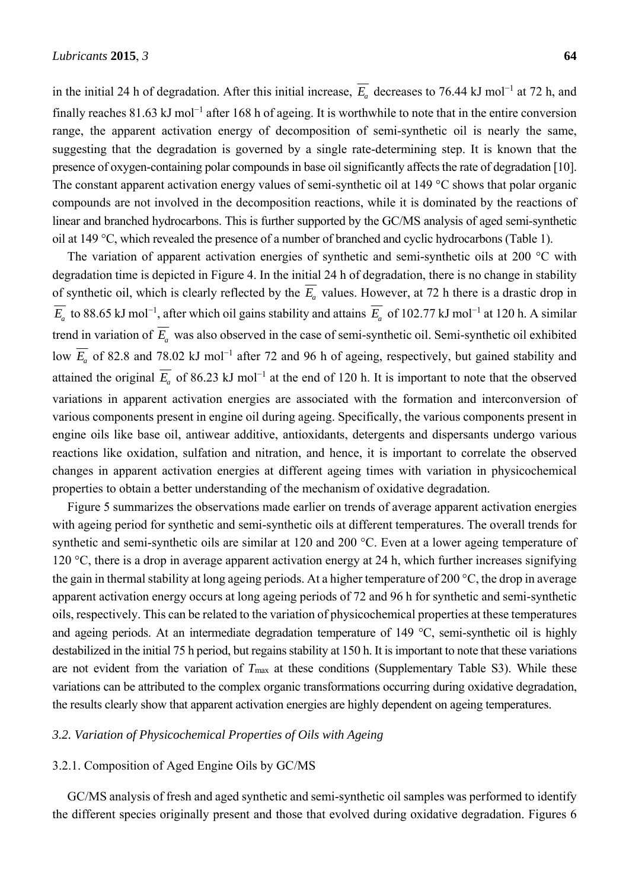in the initial 24 h of degradation. After this initial increase, $\overline{E_a}$ decreases to 76.44 kJ mol$^{-1}$ at 72 h, and finally reaches 81.63 kJ mol$^{-1}$ after 168 h of ageing. It is worthwhile to note that in the entire conversion range, the apparent activation energy of decomposition of semi-synthetic oil is nearly the same, suggesting that the degradation is governed by a single rate-determining step. It is known that the presence of oxygen-containing polar compounds in base oil significantly affects the rate of degradation [10]. The constant apparent activation energy values of semi-synthetic oil at 149 °C shows that polar organic compounds are not involved in the decomposition reactions, while it is dominated by the reactions of linear and branched hydrocarbons. This is further supported by the GC/MS analysis of aged semi-synthetic oil at 149 °C, which revealed the presence of a number of branched and cyclic hydrocarbons (Table 1).

The variation of apparent activation energies of synthetic and semi-synthetic oils at 200 °C with degradation time is depicted in Figure 4. In the initial 24 h of degradation, there is no change in stability of synthetic oil, which is clearly reflected by the $\overline{E_a}$ values. However, at 72 h there is a drastic drop in $\overline{E_a}$ to 88.65 kJ mol$^{-1}$, after which oil gains stability and attains $\overline{E_a}$ of 102.77 kJ mol$^{-1}$ at 120 h. A similar trend in variation of $\overline{E_a}$ was also observed in the case of semi-synthetic oil. Semi-synthetic oil exhibited low $\overline{E_a}$ of 82.8 and 78.02 kJ mol$^{-1}$ after 72 and 96 h of ageing, respectively, but gained stability and attained the original $\overline{E_a}$ of 86.23 kJ mol$^{-1}$ at the end of 120 h. It is important to note that the observed variations in apparent activation energies are associated with the formation and interconversion of various components present in engine oil during ageing. Specifically, the various components present in engine oils like base oil, antiwear additive, antioxidants, detergents and dispersants undergo various reactions like oxidation, sulfation and nitration, and hence, it is important to correlate the observed changes in apparent activation energies at different ageing times with variation in physicochemical properties to obtain a better understanding of the mechanism of oxidative degradation.

Figure 5 summarizes the observations made earlier on trends of average apparent activation energies with ageing period for synthetic and semi-synthetic oils at different temperatures. The overall trends for synthetic and semi-synthetic oils are similar at 120 and 200 °C. Even at a lower ageing temperature of 120 °C, there is a drop in average apparent activation energy at 24 h, which further increases signifying the gain in thermal stability at long ageing periods. At a higher temperature of 200 °C, the drop in average apparent activation energy occurs at long ageing periods of 72 and 96 h for synthetic and semi-synthetic oils, respectively. This can be related to the variation of physicochemical properties at these temperatures and ageing periods. At an intermediate degradation temperature of 149 °C, semi-synthetic oil is highly destabilized in the initial 75 h period, but regains stability at 150 h. It is important to note that these variations are not evident from the variation of $T_{max}$ at these conditions (Supplementary Table S3). While these variations can be attributed to the complex organic transformations occurring during oxidative degradation, the results clearly show that apparent activation energies are highly dependent on ageing temperatures.

### *3.2. Variation of Physicochemical Properties of Oils with Ageing*

#### 3.2.1. Composition of Aged Engine Oils by GC/MS

GC/MS analysis of fresh and aged synthetic and semi-synthetic oil samples was performed to identify the different species originally present and those that evolved during oxidative degradation. Figures 6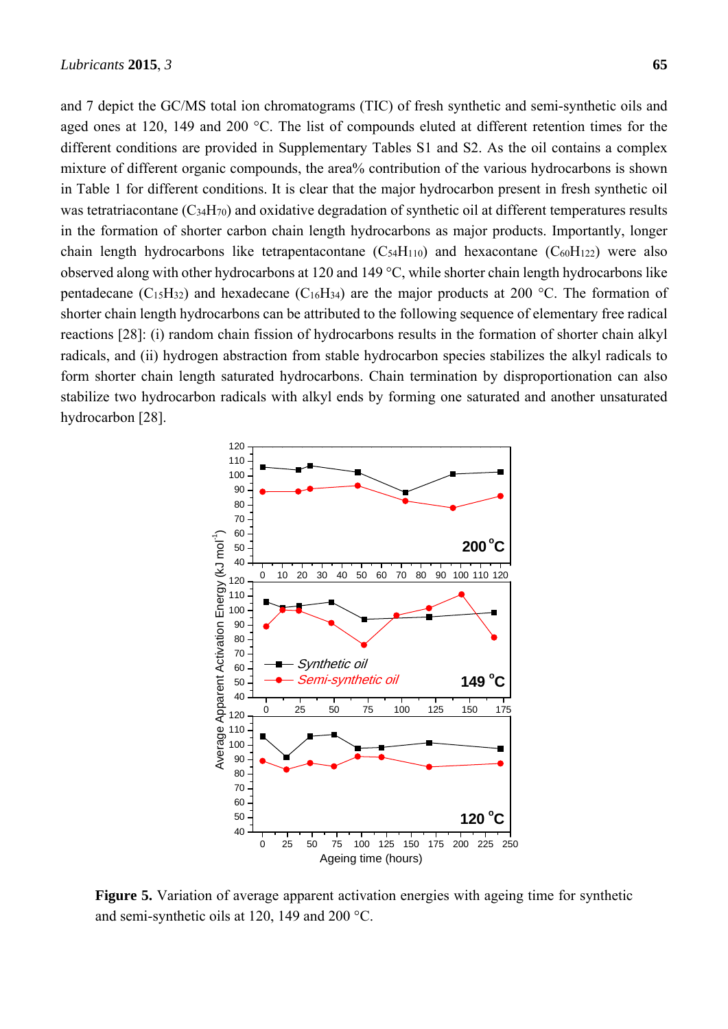and 7 depict the GC/MS total ion chromatograms (TIC) of fresh synthetic and semi-synthetic oils and aged ones at 120, 149 and 200 °C. The list of compounds eluted at different retention times for the different conditions are provided in Supplementary Tables S1 and S2. As the oil contains a complex mixture of different organic compounds, the area% contribution of the various hydrocarbons is shown in Table 1 for different conditions. It is clear that the major hydrocarbon present in fresh synthetic oil was tetratriacontane ($C_{34}H_{70}$) and oxidative degradation of synthetic oil at different temperatures results in the formation of shorter carbon chain length hydrocarbons as major products. Importantly, longer chain length hydrocarbons like tetrapentacontane ($C_{54}H_{110}$) and hexacontane ($C_{60}H_{122}$) were also observed along with other hydrocarbons at 120 and 149 °C, while shorter chain length hydrocarbons like pentadecane ($C_{15}H_{32}$) and hexadecane ($C_{16}H_{34}$) are the major products at 200 °C. The formation of shorter chain length hydrocarbons can be attributed to the following sequence of elementary free radical reactions [28]: (i) random chain fission of hydrocarbons results in the formation of shorter chain alkyl radicals, and (ii) hydrogen abstraction from stable hydrocarbon species stabilizes the alkyl radicals to form shorter chain length saturated hydrocarbons. Chain termination by disproportionation can also stabilize two hydrocarbon radicals with alkyl ends by forming one saturated and another unsaturated hydrocarbon [28].

**Figure 5.** Variation of average apparent activation energies with ageing time for synthetic and semi-synthetic oils at 120, 149 and 200 °C.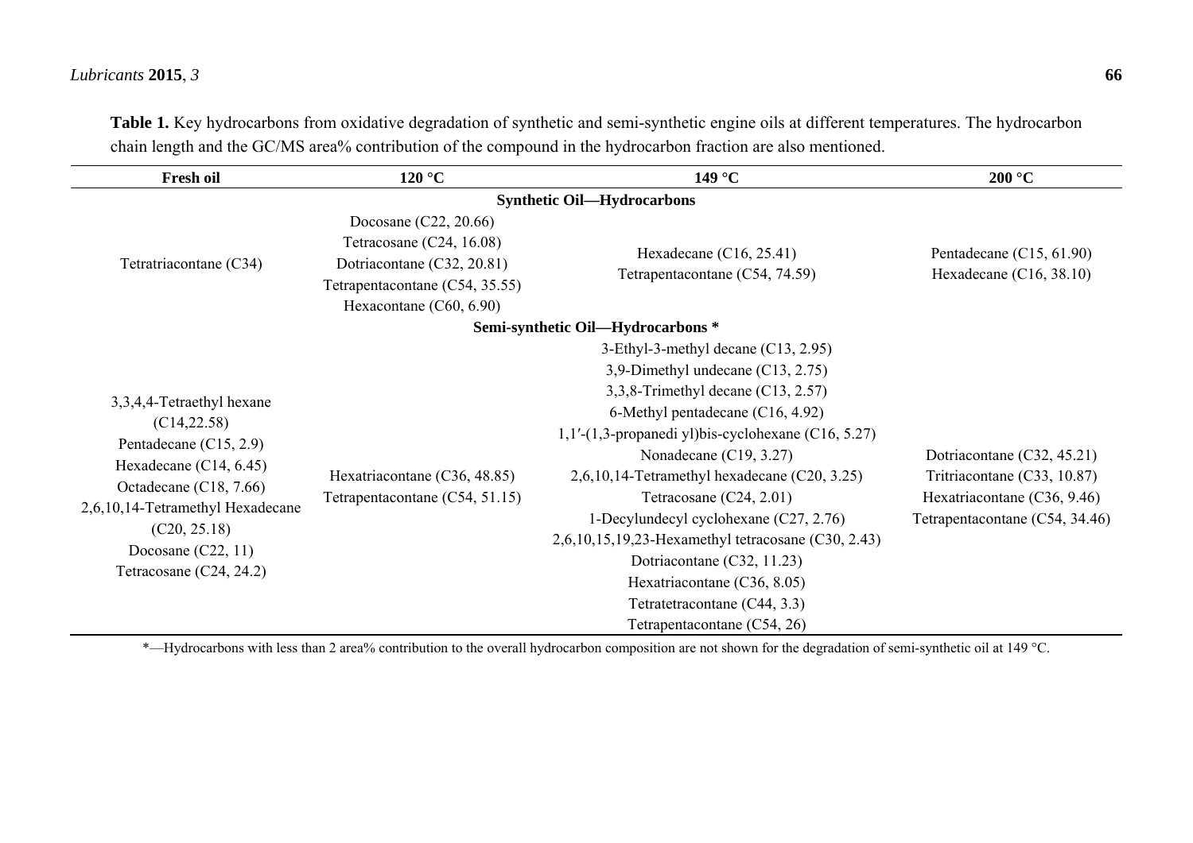**Table 1.** Key hydrocarbons from oxidative degradation of synthetic and semi-synthetic engine oils at different temperatures. The hydrocarbon chain length and the GC/MS area% contribution of the compound in the hydrocarbon fraction are also mentioned.

| Fresh oil | 120 °C | 149 °C | 200 °C |
|---|---|---|---|
| **Synthetic Oil—Hydrocarbons** | | | |
| Tetratriacontane (C34) | Docosane (C22, 20.66)<br>Tetracosane (C24, 16.08)<br>Dotriacontane (C32, 20.81)<br>Tetrapentacontane (C54, 35.55)<br>Hexacontane (C60, 6.90) | Hexadecane (C16, 25.41)<br>Tetrapentacontane (C54, 74.59) | Pentadecane (C15, 61.90)<br>Hexadecane (C16, 38.10) |
| **Semi-synthetic Oil—Hydrocarbons *** | | | |
| 3,3,4,4-Tetraethyl hexane (C14,22.58)<br>Pentadecane (C15, 2.9)<br>Hexadecane (C14, 6.45)<br>Octadecane (C18, 7.66)<br>2,6,10,14-Tetramethyl Hexadecane (C20, 25.18)<br>Docosane (C22, 11)<br>Tetracosane (C24, 24.2) | Hexatriacontane (C36, 48.85)<br>Tetrapentacontane (C54, 51.15) | 3-Ethyl-3-methyl decane (C13, 2.95)<br>3,9-Dimethyl undecane (C13, 2.75)<br>3,3,8-Trimethyl decane (C13, 2.57)<br>6-Methyl pentadecane (C16, 4.92)<br>1,1′-(1,3-propanedi yl)bis-cyclohexane (C16, 5.27)<br>Nonadecane (C19, 3.27)<br>2,6,10,14-Tetramethyl hexadecane (C20, 3.25)<br>Tetracosane (C24, 2.01)<br>1-Decylundecyl cyclohexane (C27, 2.76)<br>2,6,10,15,19,23-Hexamethyl tetracosane (C30, 2.43)<br>Dotriacontane (C32, 11.23)<br>Hexatriacontane (C36, 8.05)<br>Tetratetracontane (C44, 3.3)<br>Tetrapentacontane (C54, 26) | Dotriacontane (C32, 45.21)<br>Tritriacontane (C33, 10.87)<br>Hexatriacontane (C36, 9.46)<br>Tetrapentacontane (C54, 34.46) |

*—Hydrocarbons with less than 2 area% contribution to the overall hydrocarbon composition are not shown for the degradation of semi-synthetic oil at 149 °C.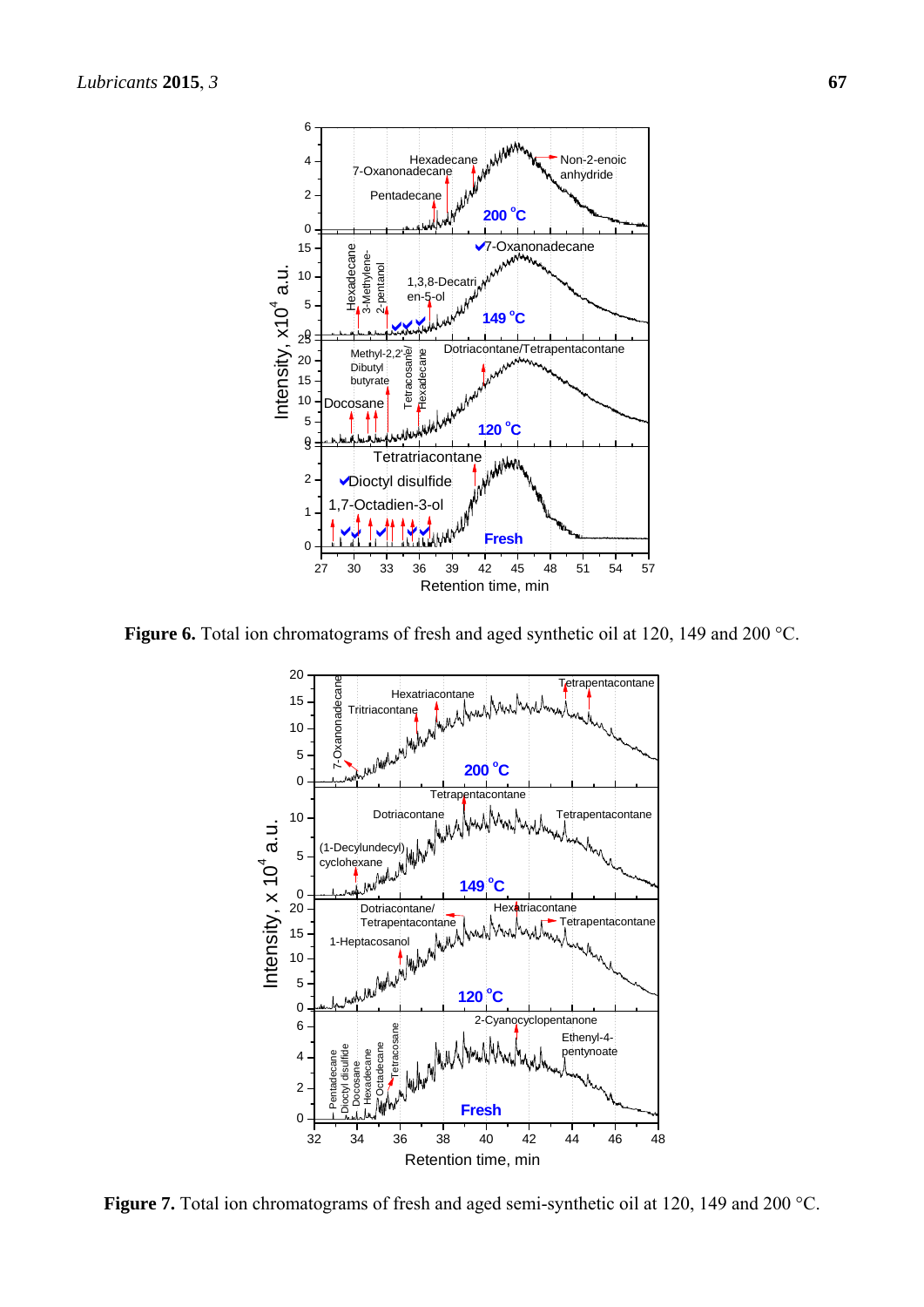**Figure 6.** Total ion chromatograms of fresh and aged synthetic oil at 120, 149 and 200 °C.

**Figure 7.** Total ion chromatograms of fresh and aged semi-synthetic oil at 120, 149 and 200 °C.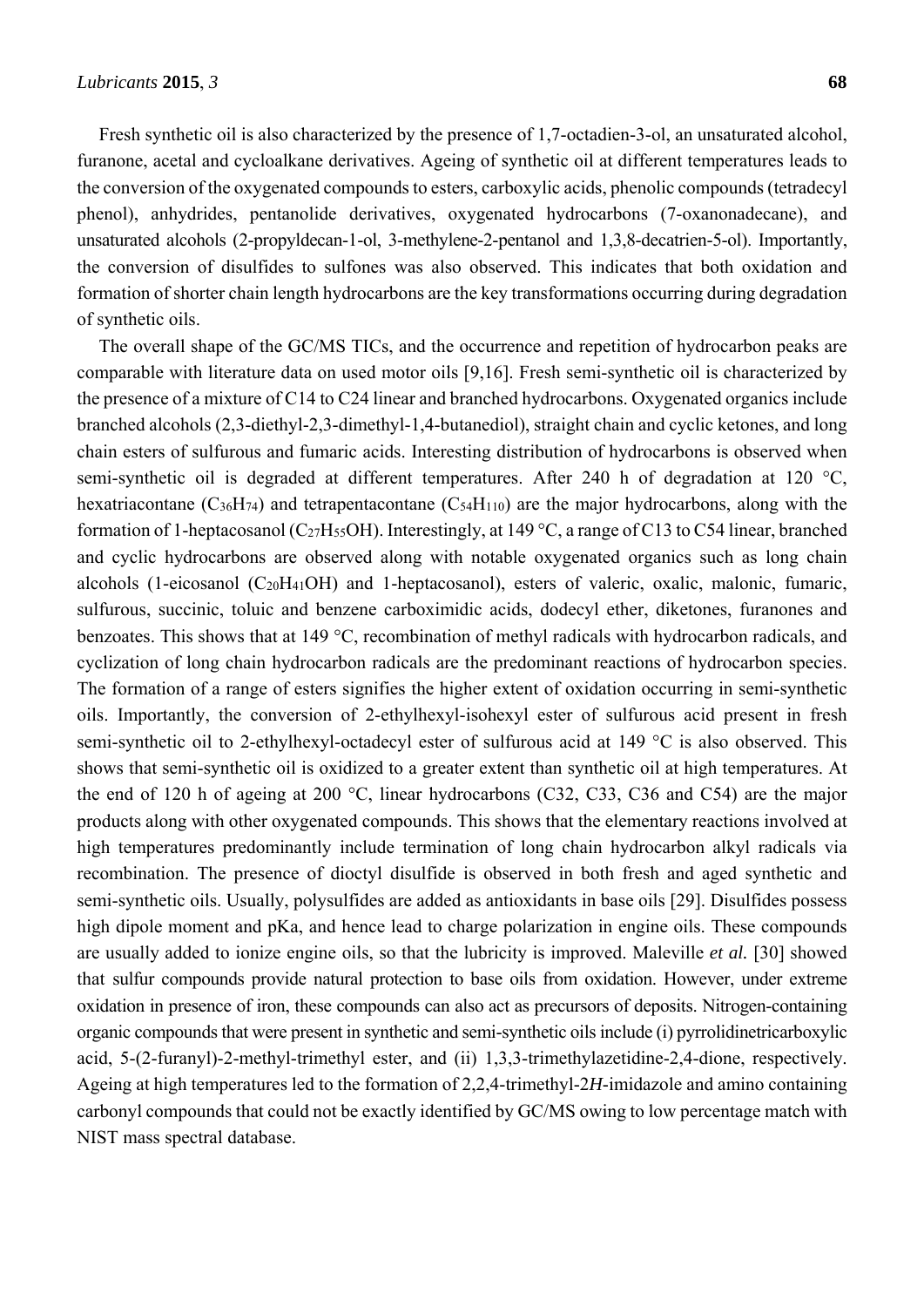Fresh synthetic oil is also characterized by the presence of 1,7-octadien-3-ol, an unsaturated alcohol, furanone, acetal and cycloalkane derivatives. Ageing of synthetic oil at different temperatures leads to the conversion of the oxygenated compounds to esters, carboxylic acids, phenolic compounds (tetradecyl phenol), anhydrides, pentanolide derivatives, oxygenated hydrocarbons (7-oxanonadecane), and unsaturated alcohols (2-propyldecan-1-ol, 3-methylene-2-pentanol and 1,3,8-decatrien-5-ol). Importantly, the conversion of disulfides to sulfones was also observed. This indicates that both oxidation and formation of shorter chain length hydrocarbons are the key transformations occurring during degradation of synthetic oils.

The overall shape of the GC/MS TICs, and the occurrence and repetition of hydrocarbon peaks are comparable with literature data on used motor oils [9,16]. Fresh semi-synthetic oil is characterized by the presence of a mixture of C14 to C24 linear and branched hydrocarbons. Oxygenated organics include branched alcohols (2,3-diethyl-2,3-dimethyl-1,4-butanediol), straight chain and cyclic ketones, and long chain esters of sulfurous and fumaric acids. Interesting distribution of hydrocarbons is observed when semi-synthetic oil is degraded at different temperatures. After 240 h of degradation at 120 °C, hexatriacontane ($C_{36}H_{74}$) and tetrapentacontane ($C_{54}H_{110}$) are the major hydrocarbons, along with the formation of 1-heptacosanol ($C_{27}H_{55}OH$). Interestingly, at 149 °C, a range of C13 to C54 linear, branched and cyclic hydrocarbons are observed along with notable oxygenated organics such as long chain alcohols (1-eicosanol ($C_{20}H_{41}OH$) and 1-heptacosanol), esters of valeric, oxalic, malonic, fumaric, sulfurous, succinic, toluic and benzene carboximidic acids, dodecyl ether, diketones, furanones and benzoates. This shows that at 149 °C, recombination of methyl radicals with hydrocarbon radicals, and cyclization of long chain hydrocarbon radicals are the predominant reactions of hydrocarbon species. The formation of a range of esters signifies the higher extent of oxidation occurring in semi-synthetic oils. Importantly, the conversion of 2-ethylhexyl-isohexyl ester of sulfurous acid present in fresh semi-synthetic oil to 2-ethylhexyl-octadecyl ester of sulfurous acid at 149 °C is also observed. This shows that semi-synthetic oil is oxidized to a greater extent than synthetic oil at high temperatures. At the end of 120 h of ageing at 200 °C, linear hydrocarbons (C32, C33, C36 and C54) are the major products along with other oxygenated compounds. This shows that the elementary reactions involved at high temperatures predominantly include termination of long chain hydrocarbon alkyl radicals via recombination. The presence of dioctyl disulfide is observed in both fresh and aged synthetic and semi-synthetic oils. Usually, polysulfides are added as antioxidants in base oils [29]. Disulfides possess high dipole moment and pKa, and hence lead to charge polarization in engine oils. These compounds are usually added to ionize engine oils, so that the lubricity is improved. Maleville *et al.* [30] showed that sulfur compounds provide natural protection to base oils from oxidation. However, under extreme oxidation in presence of iron, these compounds can also act as precursors of deposits. Nitrogen-containing organic compounds that were present in synthetic and semi-synthetic oils include (i) pyrrolidinetricarboxylic acid, 5-(2-furanyl)-2-methyl-trimethyl ester, and (ii) 1,3,3-trimethylazetidine-2,4-dione, respectively. Ageing at high temperatures led to the formation of 2,2,4-trimethyl-2*H*-imidazole and amino containing carbonyl compounds that could not be exactly identified by GC/MS owing to low percentage match with NIST mass spectral database.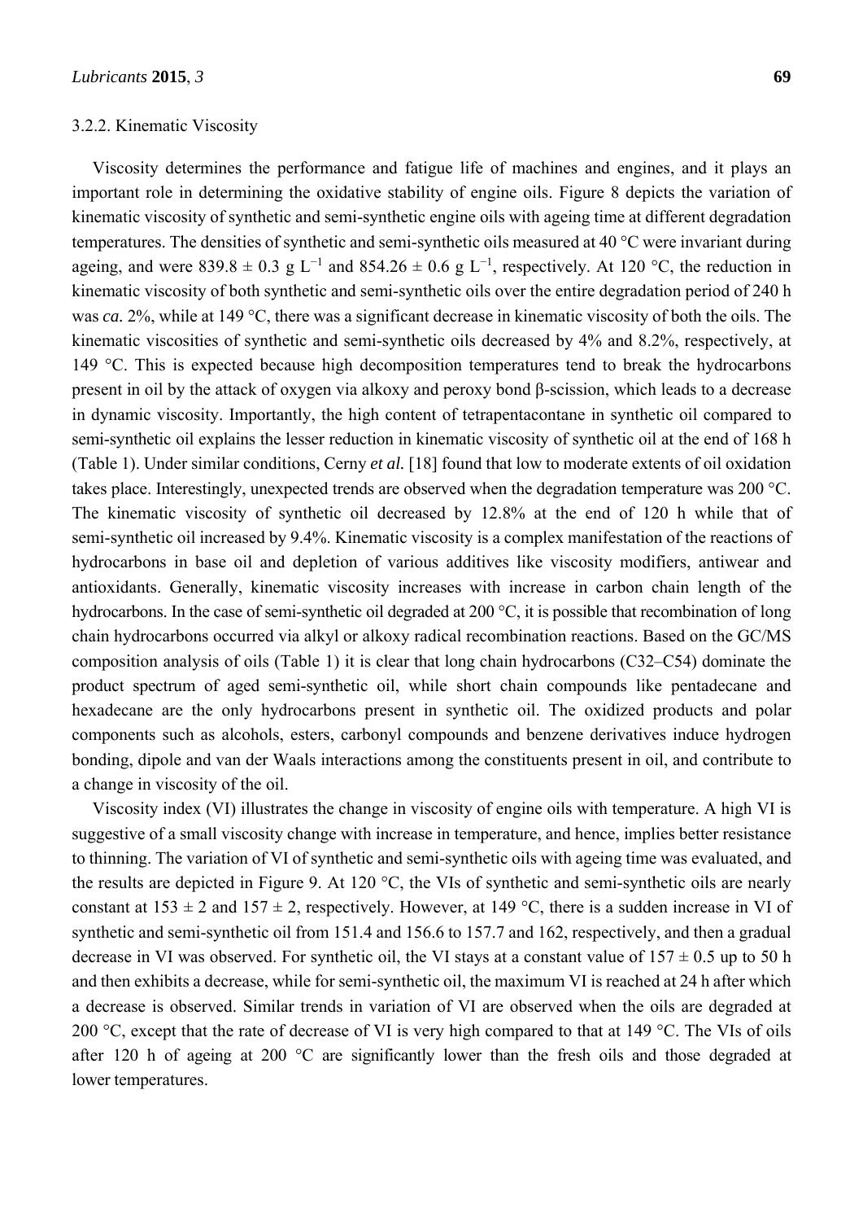### 3.2.2. Kinematic Viscosity

Viscosity determines the performance and fatigue life of machines and engines, and it plays an important role in determining the oxidative stability of engine oils. Figure 8 depicts the variation of kinematic viscosity of synthetic and semi-synthetic engine oils with ageing time at different degradation temperatures. The densities of synthetic and semi-synthetic oils measured at 40 °C were invariant during ageing, and were 839.8 ± 0.3 g $L^{-1}$ and 854.26 ± 0.6 g $L^{-1}$, respectively. At 120 °C, the reduction in kinematic viscosity of both synthetic and semi-synthetic oils over the entire degradation period of 240 h was *ca.* 2%, while at 149 °C, there was a significant decrease in kinematic viscosity of both the oils. The kinematic viscosities of synthetic and semi-synthetic oils decreased by 4% and 8.2%, respectively, at 149 °C. This is expected because high decomposition temperatures tend to break the hydrocarbons present in oil by the attack of oxygen via alkoxy and peroxy bond β-scission, which leads to a decrease in dynamic viscosity. Importantly, the high content of tetrapentacontane in synthetic oil compared to semi-synthetic oil explains the lesser reduction in kinematic viscosity of synthetic oil at the end of 168 h (Table 1). Under similar conditions, Cerny *et al.* [18] found that low to moderate extents of oil oxidation takes place. Interestingly, unexpected trends are observed when the degradation temperature was 200 °C. The kinematic viscosity of synthetic oil decreased by 12.8% at the end of 120 h while that of semi-synthetic oil increased by 9.4%. Kinematic viscosity is a complex manifestation of the reactions of hydrocarbons in base oil and depletion of various additives like viscosity modifiers, antiwear and antioxidants. Generally, kinematic viscosity increases with increase in carbon chain length of the hydrocarbons. In the case of semi-synthetic oil degraded at 200 °C, it is possible that recombination of long chain hydrocarbons occurred via alkyl or alkoxy radical recombination reactions. Based on the GC/MS composition analysis of oils (Table 1) it is clear that long chain hydrocarbons (C32–C54) dominate the product spectrum of aged semi-synthetic oil, while short chain compounds like pentadecane and hexadecane are the only hydrocarbons present in synthetic oil. The oxidized products and polar components such as alcohols, esters, carbonyl compounds and benzene derivatives induce hydrogen bonding, dipole and van der Waals interactions among the constituents present in oil, and contribute to a change in viscosity of the oil.

Viscosity index (VI) illustrates the change in viscosity of engine oils with temperature. A high VI is suggestive of a small viscosity change with increase in temperature, and hence, implies better resistance to thinning. The variation of VI of synthetic and semi-synthetic oils with ageing time was evaluated, and the results are depicted in Figure 9. At 120 °C, the VIs of synthetic and semi-synthetic oils are nearly constant at 153 ± 2 and 157 ± 2, respectively. However, at 149 °C, there is a sudden increase in VI of synthetic and semi-synthetic oil from 151.4 and 156.6 to 157.7 and 162, respectively, and then a gradual decrease in VI was observed. For synthetic oil, the VI stays at a constant value of 157 ± 0.5 up to 50 h and then exhibits a decrease, while for semi-synthetic oil, the maximum VI is reached at 24 h after which a decrease is observed. Similar trends in variation of VI are observed when the oils are degraded at 200 °C, except that the rate of decrease of VI is very high compared to that at 149 °C. The VIs of oils after 120 h of ageing at 200 °C are significantly lower than the fresh oils and those degraded at lower temperatures.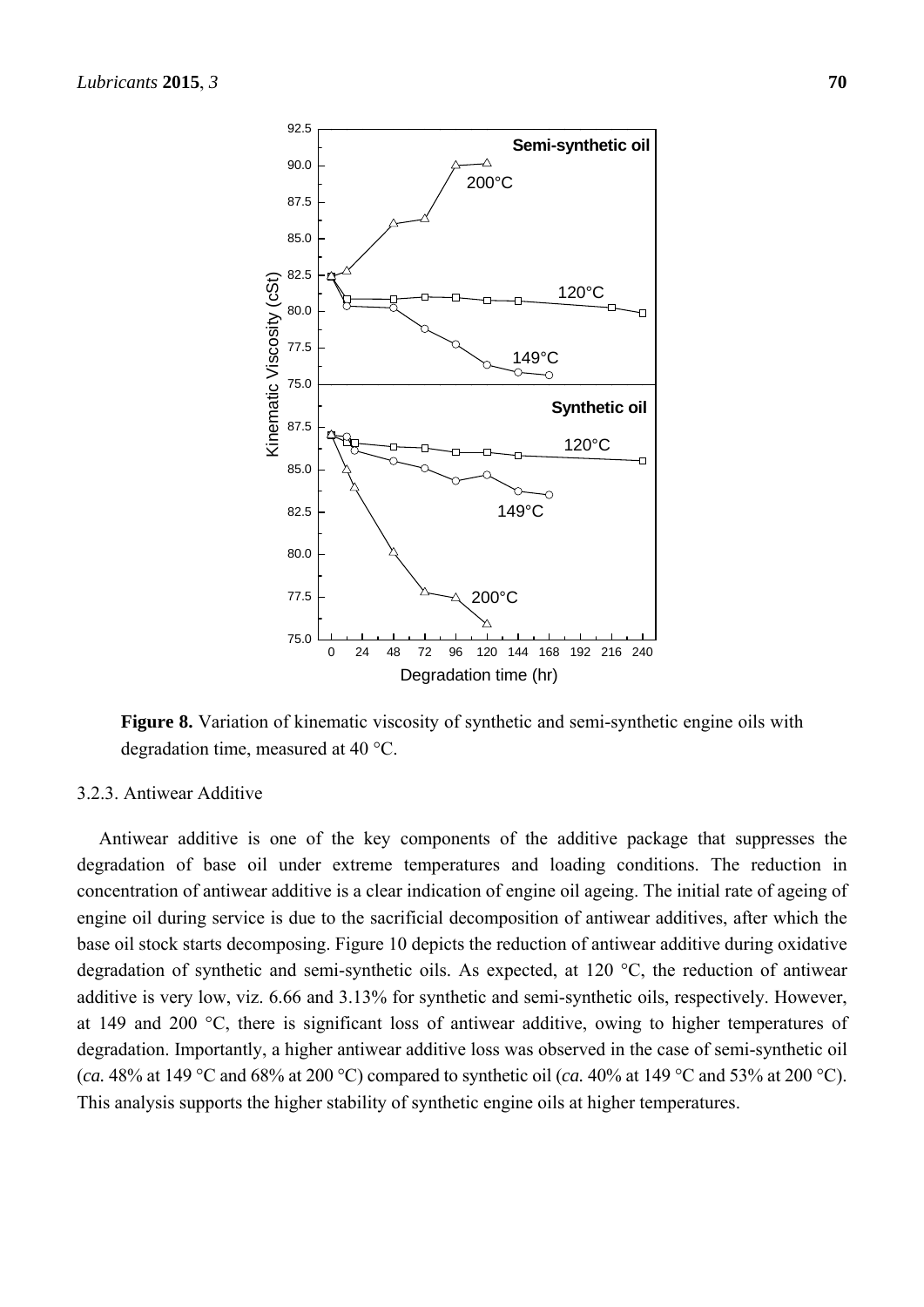**Figure 8.** Variation of kinematic viscosity of synthetic and semi-synthetic engine oils with degradation time, measured at 40 °C.

#### 3.2.3. Antiwear Additive

Antiwear additive is one of the key components of the additive package that suppresses the degradation of base oil under extreme temperatures and loading conditions. The reduction in concentration of antiwear additive is a clear indication of engine oil ageing. The initial rate of ageing of engine oil during service is due to the sacrificial decomposition of antiwear additives, after which the base oil stock starts decomposing. Figure 10 depicts the reduction of antiwear additive during oxidative degradation of synthetic and semi-synthetic oils. As expected, at 120 °C, the reduction of antiwear additive is very low, viz. 6.66 and 3.13% for synthetic and semi-synthetic oils, respectively. However, at 149 and 200 °C, there is significant loss of antiwear additive, owing to higher temperatures of degradation. Importantly, a higher antiwear additive loss was observed in the case of semi-synthetic oil (*ca.* 48% at 149 °C and 68% at 200 °C) compared to synthetic oil (*ca.* 40% at 149 °C and 53% at 200 °C). This analysis supports the higher stability of synthetic engine oils at higher temperatures.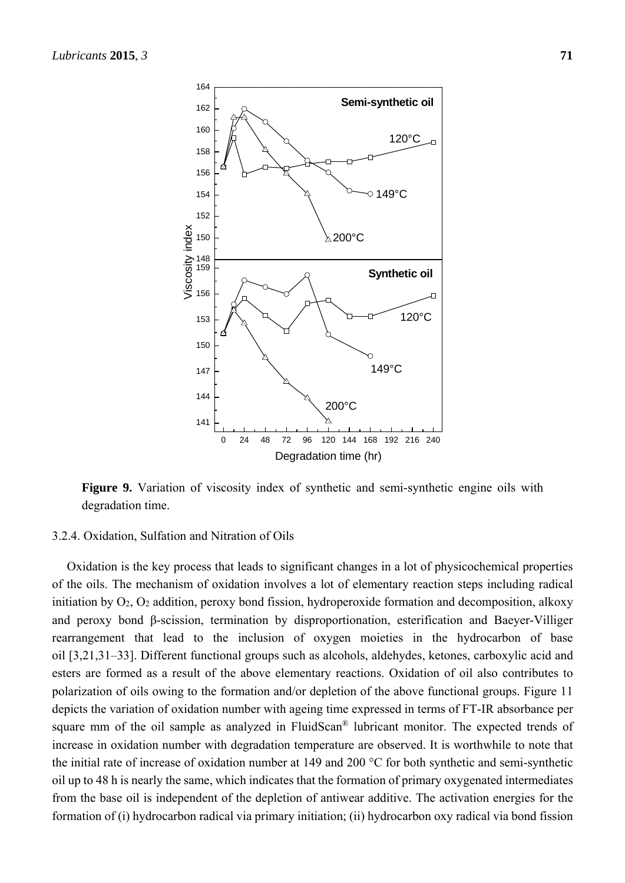**Figure 9.** Variation of viscosity index of synthetic and semi-synthetic engine oils with degradation time.

#### 3.2.4. Oxidation, Sulfation and Nitration of Oils

Oxidation is the key process that leads to significant changes in a lot of physicochemical properties of the oils. The mechanism of oxidation involves a lot of elementary reaction steps including radical initiation by $O_2$, $O_2$ addition, peroxy bond fission, hydroperoxide formation and decomposition, alkoxy and peroxy bond β-scission, termination by disproportionation, esterification and Baeyer-Villiger rearrangement that lead to the inclusion of oxygen moieties in the hydrocarbon of base oil [3,21,31–33]. Different functional groups such as alcohols, aldehydes, ketones, carboxylic acid and esters are formed as a result of the above elementary reactions. Oxidation of oil also contributes to polarization of oils owing to the formation and/or depletion of the above functional groups. Figure 11 depicts the variation of oxidation number with ageing time expressed in terms of FT-IR absorbance per square mm of the oil sample as analyzed in FluidScan® lubricant monitor. The expected trends of increase in oxidation number with degradation temperature are observed. It is worthwhile to note that the initial rate of increase of oxidation number at 149 and 200 °C for both synthetic and semi-synthetic oil up to 48 h is nearly the same, which indicates that the formation of primary oxygenated intermediates from the base oil is independent of the depletion of antiwear additive. The activation energies for the formation of (i) hydrocarbon radical via primary initiation; (ii) hydrocarbon oxy radical via bond fission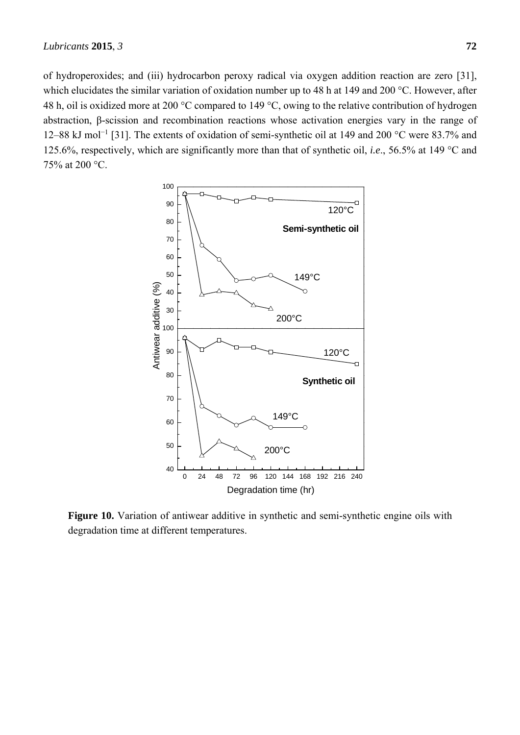of hydroperoxides; and (iii) hydrocarbon peroxy radical via oxygen addition reaction are zero [31], which elucidates the similar variation of oxidation number up to 48 h at 149 and 200 °C. However, after 48 h, oil is oxidized more at 200 °C compared to 149 °C, owing to the relative contribution of hydrogen abstraction, β-scission and recombination reactions whose activation energies vary in the range of 12–88 kJ mol$^{-1}$ [31]. The extents of oxidation of semi-synthetic oil at 149 and 200 °C were 83.7% and 125.6%, respectively, which are significantly more than that of synthetic oil, *i.e.*, 56.5% at 149 °C and 75% at 200 °C.

**Figure 10.** Variation of antiwear additive in synthetic and semi-synthetic engine oils with degradation time at different temperatures.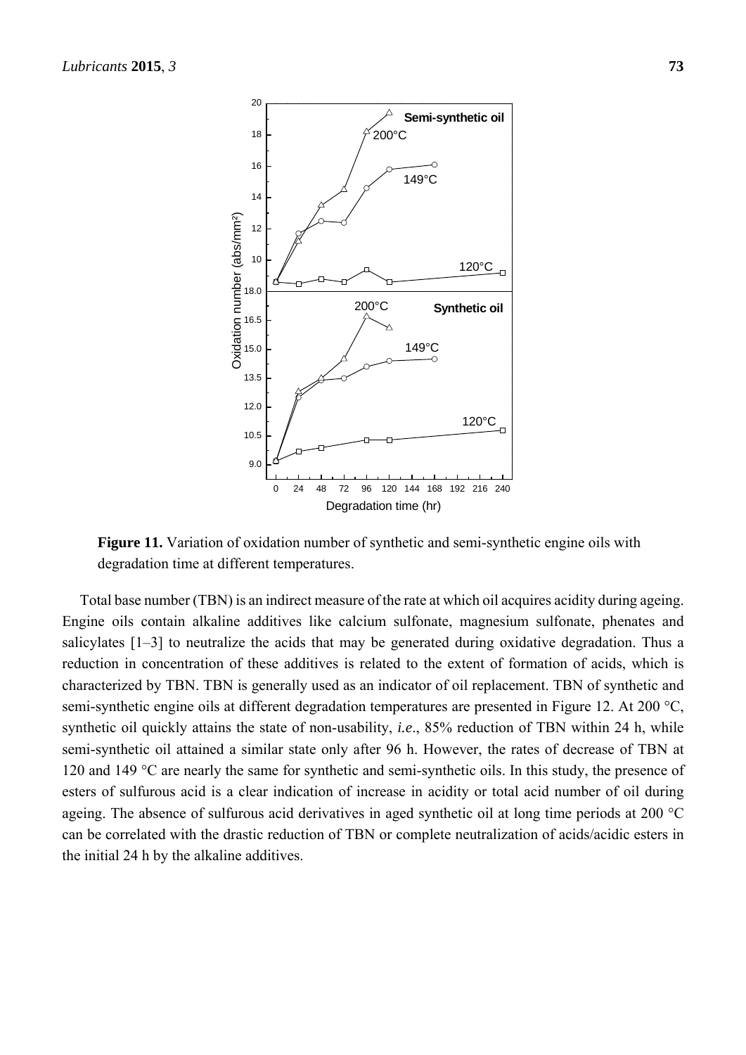**Figure 11.** Variation of oxidation number of synthetic and semi-synthetic engine oils with degradation time at different temperatures.

Total base number (TBN) is an indirect measure of the rate at which oil acquires acidity during ageing. Engine oils contain alkaline additives like calcium sulfonate, magnesium sulfonate, phenates and salicylates [1–3] to neutralize the acids that may be generated during oxidative degradation. Thus a reduction in concentration of these additives is related to the extent of formation of acids, which is characterized by TBN. TBN is generally used as an indicator of oil replacement. TBN of synthetic and semi-synthetic engine oils at different degradation temperatures are presented in Figure 12. At 200 °C, synthetic oil quickly attains the state of non-usability, *i.e.*, 85% reduction of TBN within 24 h, while semi-synthetic oil attained a similar state only after 96 h. However, the rates of decrease of TBN at 120 and 149 °C are nearly the same for synthetic and semi-synthetic oils. In this study, the presence of esters of sulfurous acid is a clear indication of increase in acidity or total acid number of oil during ageing. The absence of sulfurous acid derivatives in aged synthetic oil at long time periods at 200 °C can be correlated with the drastic reduction of TBN or complete neutralization of acids/acidic esters in the initial 24 h by the alkaline additives.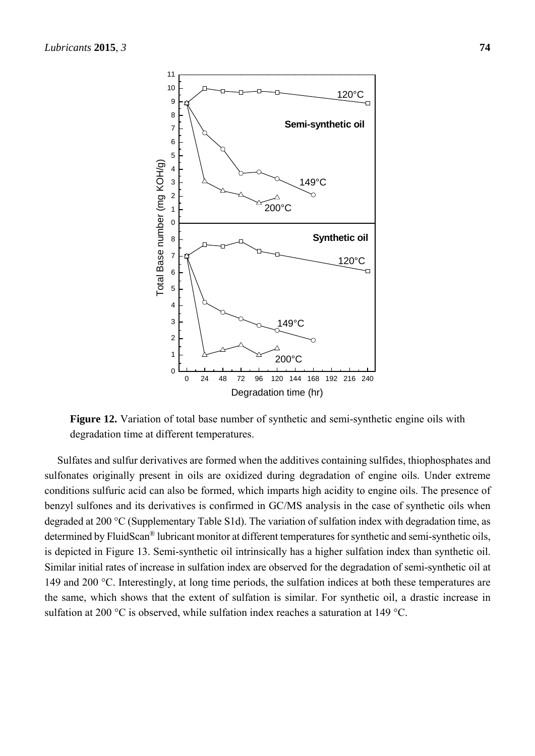**Figure 12.** Variation of total base number of synthetic and semi-synthetic engine oils with degradation time at different temperatures.

Sulfates and sulfur derivatives are formed when the additives containing sulfides, thiophosphates and sulfonates originally present in oils are oxidized during degradation of engine oils. Under extreme conditions sulfuric acid can also be formed, which imparts high acidity to engine oils. The presence of benzyl sulfones and its derivatives is confirmed in GC/MS analysis in the case of synthetic oils when degraded at 200 °C (Supplementary Table S1d). The variation of sulfation index with degradation time, as determined by FluidScan® lubricant monitor at different temperatures for synthetic and semi-synthetic oils, is depicted in Figure 13. Semi-synthetic oil intrinsically has a higher sulfation index than synthetic oil. Similar initial rates of increase in sulfation index are observed for the degradation of semi-synthetic oil at 149 and 200 °C. Interestingly, at long time periods, the sulfation indices at both these temperatures are the same, which shows that the extent of sulfation is similar. For synthetic oil, a drastic increase in sulfation at 200 °C is observed, while sulfation index reaches a saturation at 149 °C.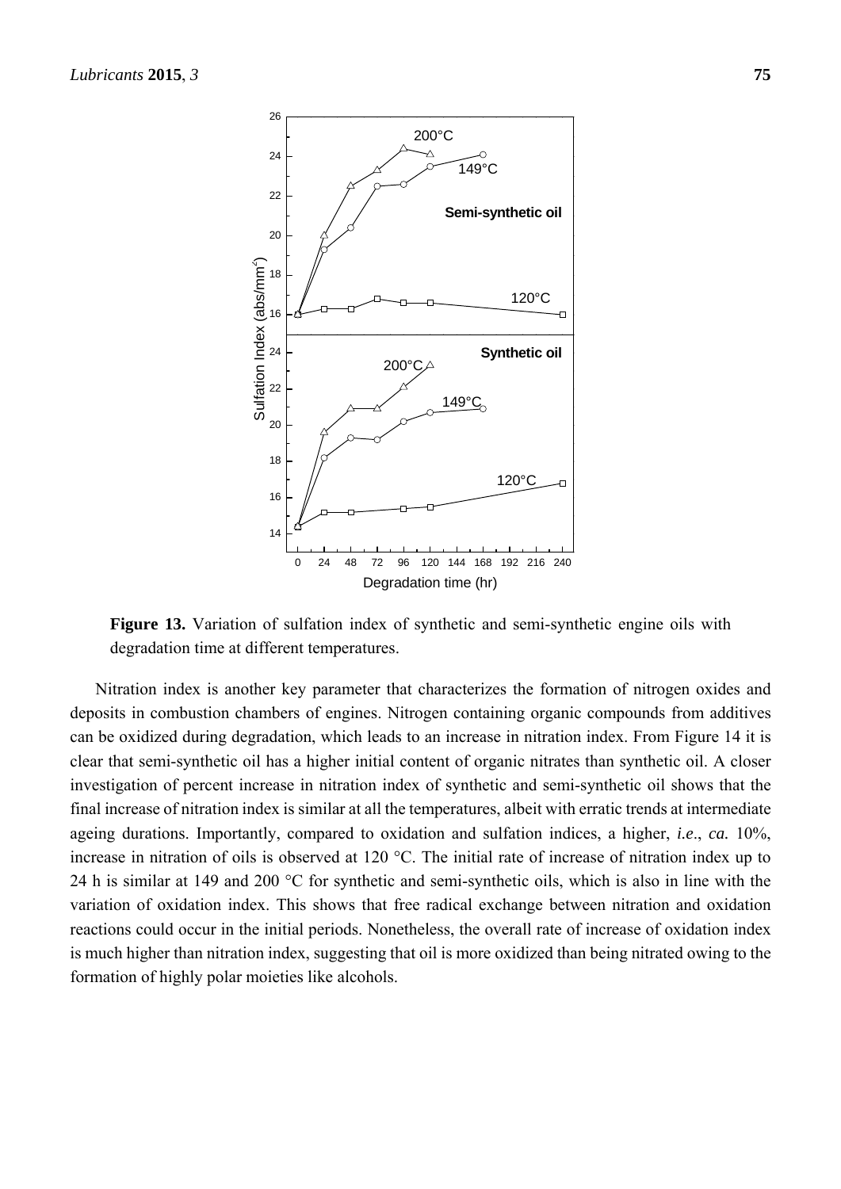**Figure 13.** Variation of sulfation index of synthetic and semi-synthetic engine oils with degradation time at different temperatures.

Nitration index is another key parameter that characterizes the formation of nitrogen oxides and deposits in combustion chambers of engines. Nitrogen containing organic compounds from additives can be oxidized during degradation, which leads to an increase in nitration index. From Figure 14 it is clear that semi-synthetic oil has a higher initial content of organic nitrates than synthetic oil. A closer investigation of percent increase in nitration index of synthetic and semi-synthetic oil shows that the final increase of nitration index is similar at all the temperatures, albeit with erratic trends at intermediate ageing durations. Importantly, compared to oxidation and sulfation indices, a higher, *i.e*., *ca.* 10%, increase in nitration of oils is observed at 120 °C. The initial rate of increase of nitration index up to 24 h is similar at 149 and 200 °C for synthetic and semi-synthetic oils, which is also in line with the variation of oxidation index. This shows that free radical exchange between nitration and oxidation reactions could occur in the initial periods. Nonetheless, the overall rate of increase of oxidation index is much higher than nitration index, suggesting that oil is more oxidized than being nitrated owing to the formation of highly polar moieties like alcohols.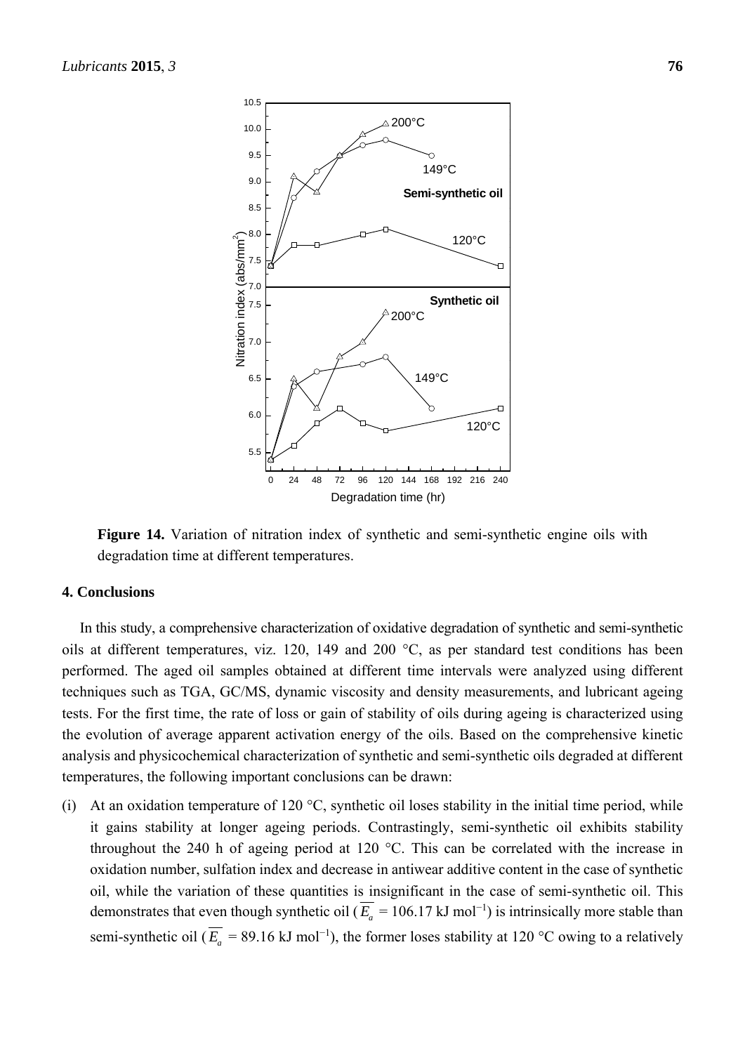**Figure 14.** Variation of nitration index of synthetic and semi-synthetic engine oils with degradation time at different temperatures.

## 4. Conclusions

In this study, a comprehensive characterization of oxidative degradation of synthetic and semi-synthetic oils at different temperatures, viz. 120, 149 and 200 °C, as per standard test conditions has been performed. The aged oil samples obtained at different time intervals were analyzed using different techniques such as TGA, GC/MS, dynamic viscosity and density measurements, and lubricant ageing tests. For the first time, the rate of loss or gain of stability of oils during ageing is characterized using the evolution of average apparent activation energy of the oils. Based on the comprehensive kinetic analysis and physicochemical characterization of synthetic and semi-synthetic oils degraded at different temperatures, the following important conclusions can be drawn:

(i) At an oxidation temperature of 120 °C, synthetic oil loses stability in the initial time period, while it gains stability at longer ageing periods. Contrastingly, semi-synthetic oil exhibits stability throughout the 240 h of ageing period at 120 °C. This can be correlated with the increase in oxidation number, sulfation index and decrease in antiwear additive content in the case of synthetic oil, while the variation of these quantities is insignificant in the case of semi-synthetic oil. This demonstrates that even though synthetic oil ($\overline{E_a}$ = 106.17 kJ mol$^{-1}$) is intrinsically more stable than semi-synthetic oil ($\overline{E_a}$ = 89.16 kJ mol$^{-1}$), the former loses stability at 120 °C owing to a relatively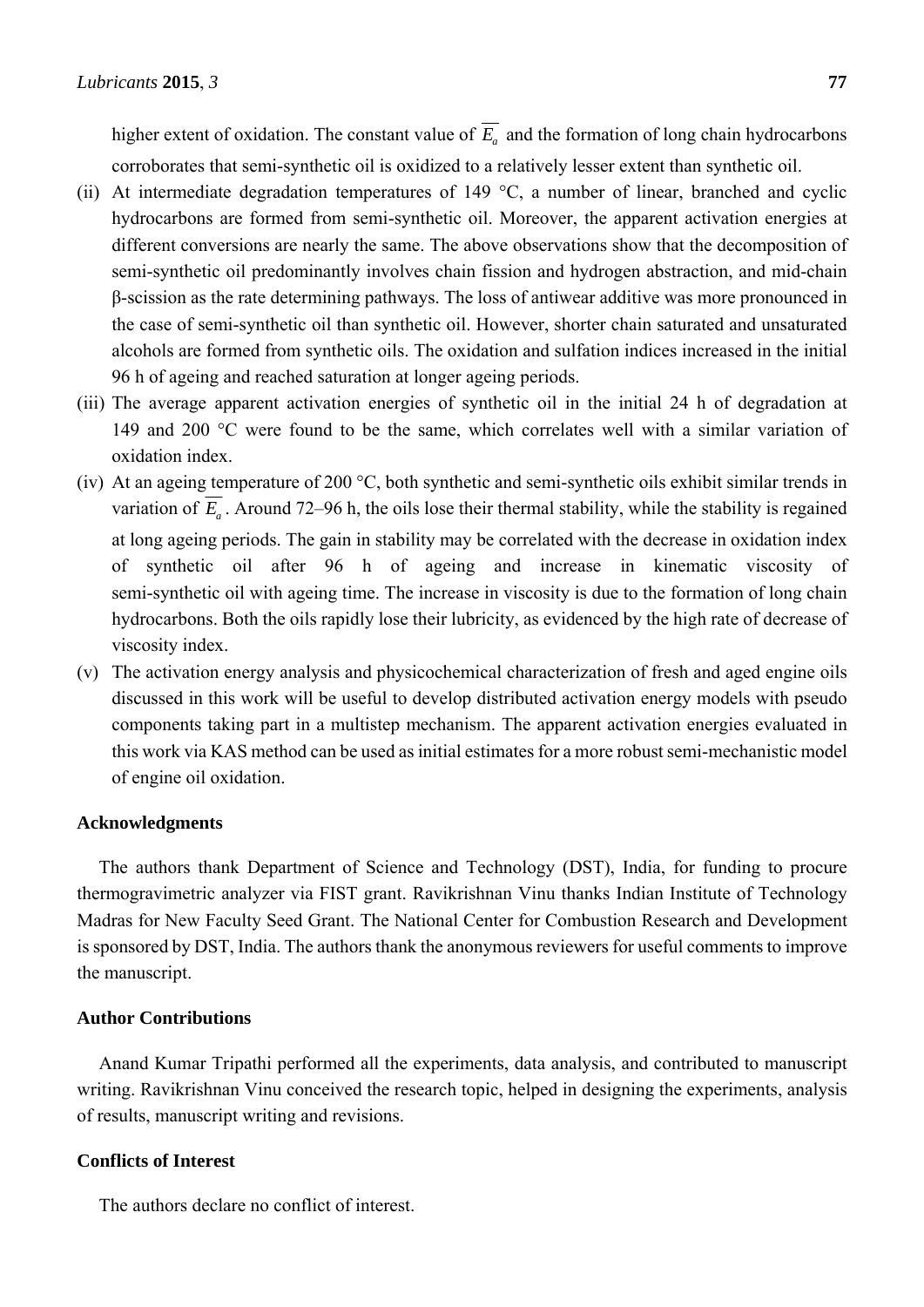higher extent of oxidation. The constant value of $\overline{E_a}$ and the formation of long chain hydrocarbons corroborates that semi-synthetic oil is oxidized to a relatively lesser extent than synthetic oil.

(ii) At intermediate degradation temperatures of 149 °C, a number of linear, branched and cyclic hydrocarbons are formed from semi-synthetic oil. Moreover, the apparent activation energies at different conversions are nearly the same. The above observations show that the decomposition of semi-synthetic oil predominantly involves chain fission and hydrogen abstraction, and mid-chain β-scission as the rate determining pathways. The loss of antiwear additive was more pronounced in the case of semi-synthetic oil than synthetic oil. However, shorter chain saturated and unsaturated alcohols are formed from synthetic oils. The oxidation and sulfation indices increased in the initial 96 h of ageing and reached saturation at longer ageing periods.

(iii) The average apparent activation energies of synthetic oil in the initial 24 h of degradation at 149 and 200 °C were found to be the same, which correlates well with a similar variation of oxidation index.

(iv) At an ageing temperature of 200 °C, both synthetic and semi-synthetic oils exhibit similar trends in variation of $\overline{E_a}$. Around 72–96 h, the oils lose their thermal stability, while the stability is regained at long ageing periods. The gain in stability may be correlated with the decrease in oxidation index of synthetic oil after 96 h of ageing and increase in kinematic viscosity of semi-synthetic oil with ageing time. The increase in viscosity is due to the formation of long chain hydrocarbons. Both the oils rapidly lose their lubricity, as evidenced by the high rate of decrease of viscosity index.

(v) The activation energy analysis and physicochemical characterization of fresh and aged engine oils discussed in this work will be useful to develop distributed activation energy models with pseudo components taking part in a multistep mechanism. The apparent activation energies evaluated in this work via KAS method can be used as initial estimates for a more robust semi-mechanistic model of engine oil oxidation.

## Acknowledgments

The authors thank Department of Science and Technology (DST), India, for funding to procure thermogravimetric analyzer via FIST grant. Ravikrishnan Vinu thanks Indian Institute of Technology Madras for New Faculty Seed Grant. The National Center for Combustion Research and Development is sponsored by DST, India. The authors thank the anonymous reviewers for useful comments to improve the manuscript.

## Author Contributions

Anand Kumar Tripathi performed all the experiments, data analysis, and contributed to manuscript writing. Ravikrishnan Vinu conceived the research topic, helped in designing the experiments, analysis of results, manuscript writing and revisions.

## Conflicts of Interest

The authors declare no conflict of interest.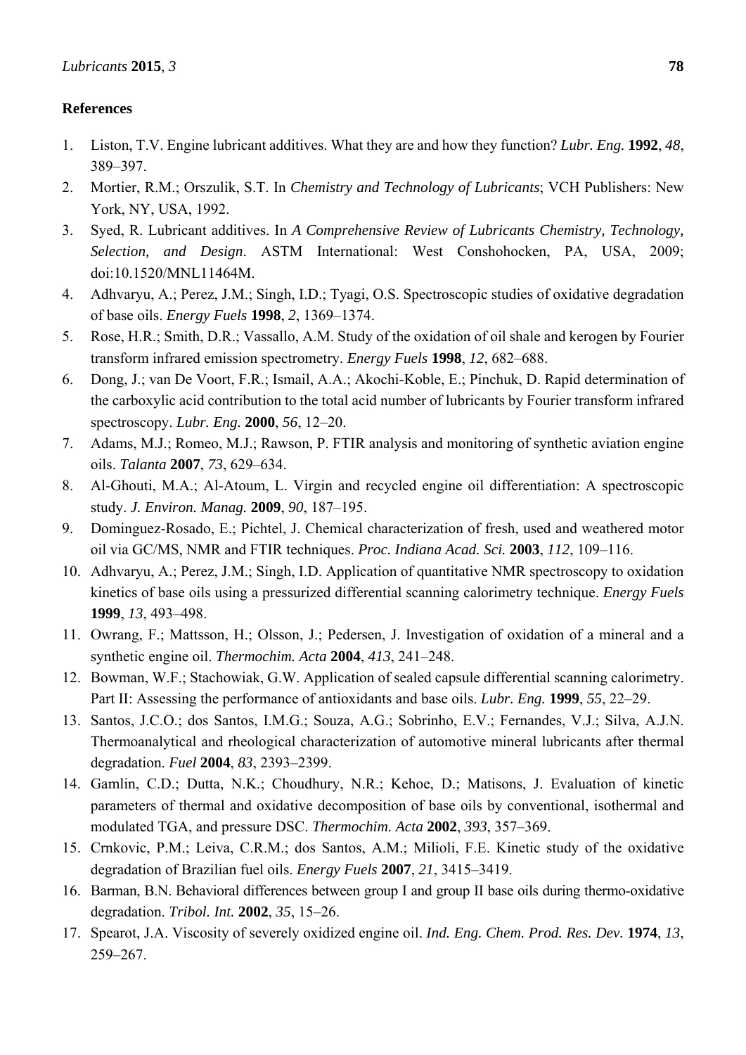## References

1. Liston, T.V. Engine lubricant additives. What they are and how they function? *Lubr. Eng.* **1992**, *48*, 389–397.
2. Mortier, R.M.; Orszulik, S.T. In *Chemistry and Technology of Lubricants*; VCH Publishers: New York, NY, USA, 1992.
3. Syed, R. Lubricant additives. In *A Comprehensive Review of Lubricants Chemistry, Technology, Selection, and Design*. ASTM International: West Conshohocken, PA, USA, 2009; doi:10.1520/MNL11464M.
4. Adhvaryu, A.; Perez, J.M.; Singh, I.D.; Tyagi, O.S. Spectroscopic studies of oxidative degradation of base oils. *Energy Fuels* **1998**, *2*, 1369–1374.
5. Rose, H.R.; Smith, D.R.; Vassallo, A.M. Study of the oxidation of oil shale and kerogen by Fourier transform infrared emission spectrometry. *Energy Fuels* **1998**, *12*, 682–688.
6. Dong, J.; van De Voort, F.R.; Ismail, A.A.; Akochi-Koble, E.; Pinchuk, D. Rapid determination of the carboxylic acid contribution to the total acid number of lubricants by Fourier transform infrared spectroscopy. *Lubr. Eng.* **2000**, *56*, 12–20.
7. Adams, M.J.; Romeo, M.J.; Rawson, P. FTIR analysis and monitoring of synthetic aviation engine oils. *Talanta* **2007**, *73*, 629–634.
8. Al-Ghouti, M.A.; Al-Atoum, L. Virgin and recycled engine oil differentiation: A spectroscopic study. *J. Environ. Manag.* **2009**, *90*, 187–195.
9. Dominguez-Rosado, E.; Pichtel, J. Chemical characterization of fresh, used and weathered motor oil via GC/MS, NMR and FTIR techniques. *Proc. Indiana Acad. Sci.* **2003**, *112*, 109–116.
10. Adhvaryu, A.; Perez, J.M.; Singh, I.D. Application of quantitative NMR spectroscopy to oxidation kinetics of base oils using a pressurized differential scanning calorimetry technique. *Energy Fuels* **1999**, *13*, 493–498.
11. Owrang, F.; Mattsson, H.; Olsson, J.; Pedersen, J. Investigation of oxidation of a mineral and a synthetic engine oil. *Thermochim. Acta* **2004**, *413*, 241–248.
12. Bowman, W.F.; Stachowiak, G.W. Application of sealed capsule differential scanning calorimetry. Part II: Assessing the performance of antioxidants and base oils. *Lubr. Eng.* **1999**, *55*, 22–29.
13. Santos, J.C.O.; dos Santos, I.M.G.; Souza, A.G.; Sobrinho, E.V.; Fernandes, V.J.; Silva, A.J.N. Thermoanalytical and rheological characterization of automotive mineral lubricants after thermal degradation. *Fuel* **2004**, *83*, 2393–2399.
14. Gamlin, C.D.; Dutta, N.K.; Choudhury, N.R.; Kehoe, D.; Matisons, J. Evaluation of kinetic parameters of thermal and oxidative decomposition of base oils by conventional, isothermal and modulated TGA, and pressure DSC. *Thermochim. Acta* **2002**, *393*, 357–369.
15. Crnkovic, P.M.; Leiva, C.R.M.; dos Santos, A.M.; Milioli, F.E. Kinetic study of the oxidative degradation of Brazilian fuel oils. *Energy Fuels* **2007**, *21*, 3415–3419.
16. Barman, B.N. Behavioral differences between group I and group II base oils during thermo-oxidative degradation. *Tribol. Int.* **2002**, *35*, 15–26.
17. Spearot, J.A. Viscosity of severely oxidized engine oil. *Ind. Eng. Chem. Prod. Res. Dev.* **1974**, *13*, 259–267.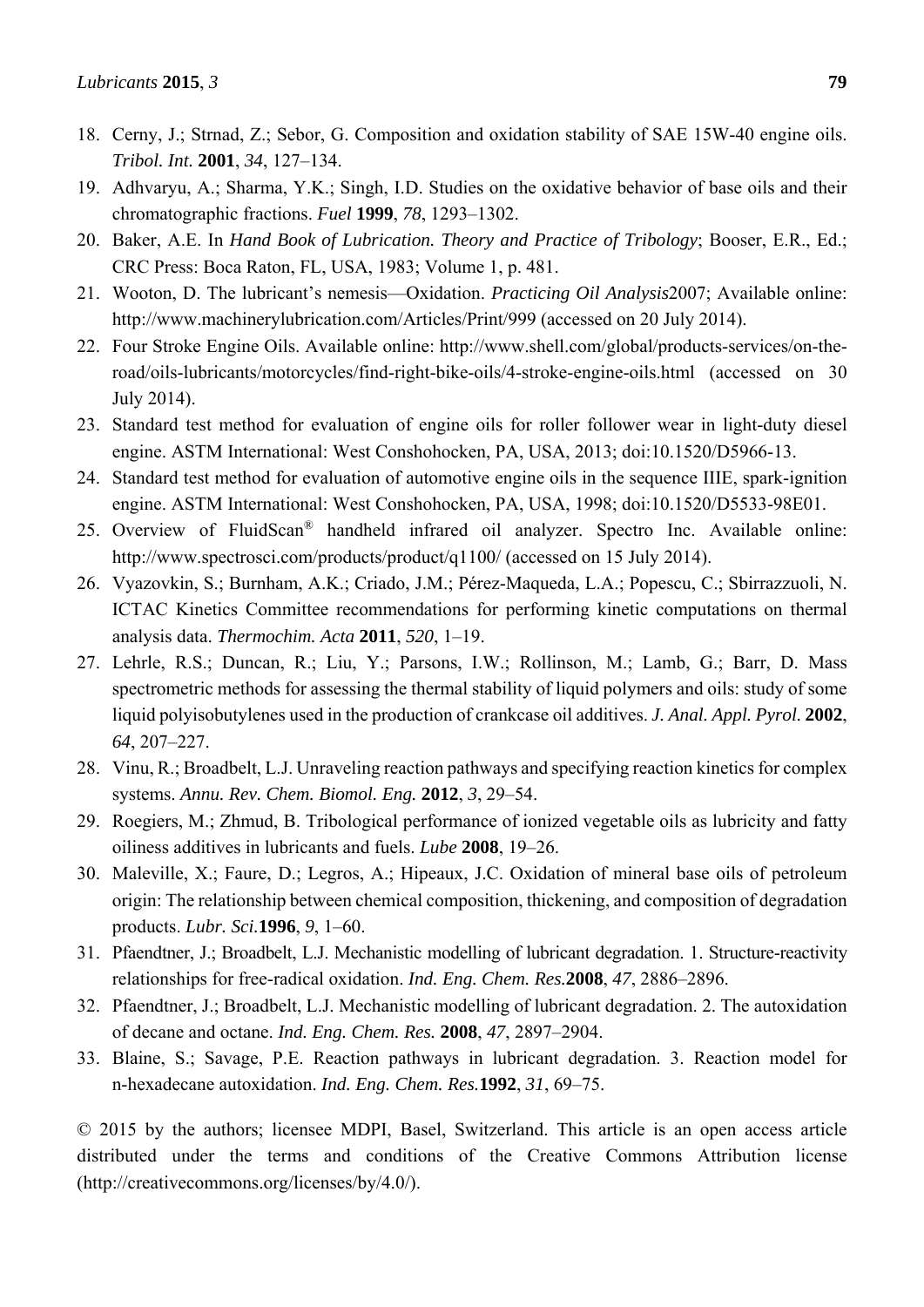18. Cerny, J.; Strnad, Z.; Sebor, G. Composition and oxidation stability of SAE 15W-40 engine oils. *Tribol. Int.* **2001**, *34*, 127–134.
19. Adhvaryu, A.; Sharma, Y.K.; Singh, I.D. Studies on the oxidative behavior of base oils and their chromatographic fractions. *Fuel* **1999**, *78*, 1293–1302.
20. Baker, A.E. In *Hand Book of Lubrication. Theory and Practice of Tribology*; Booser, E.R., Ed.; CRC Press: Boca Raton, FL, USA, 1983; Volume 1, p. 481.
21. Wooton, D. The lubricant's nemesis—Oxidation. *Practicing Oil Analysis*2007; Available online: http://www.machinerylubrication.com/Articles/Print/999 (accessed on 20 July 2014).
22. Four Stroke Engine Oils. Available online: http://www.shell.com/global/products-services/on-the-road/oils-lubricants/motorcycles/find-right-bike-oils/4-stroke-engine-oils.html (accessed on 30 July 2014).
23. Standard test method for evaluation of engine oils for roller follower wear in light-duty diesel engine. ASTM International: West Conshohocken, PA, USA, 2013; doi:10.1520/D5966-13.
24. Standard test method for evaluation of automotive engine oils in the sequence IIIE, spark-ignition engine. ASTM International: West Conshohocken, PA, USA, 1998; doi:10.1520/D5533-98E01.
25. Overview of FluidScan® handheld infrared oil analyzer. Spectro Inc. Available online: http://www.spectrosci.com/products/product/q1100/ (accessed on 15 July 2014).
26. Vyazovkin, S.; Burnham, A.K.; Criado, J.M.; Pérez-Maqueda, L.A.; Popescu, C.; Sbirrazzuoli, N. ICTAC Kinetics Committee recommendations for performing kinetic computations on thermal analysis data. *Thermochim. Acta* **2011**, *520*, 1–19.
27. Lehrle, R.S.; Duncan, R.; Liu, Y.; Parsons, I.W.; Rollinson, M.; Lamb, G.; Barr, D. Mass spectrometric methods for assessing the thermal stability of liquid polymers and oils: study of some liquid polyisobutylenes used in the production of crankcase oil additives. *J. Anal. Appl. Pyrol.* **2002**, *64*, 207–227.
28. Vinu, R.; Broadbelt, L.J. Unraveling reaction pathways and specifying reaction kinetics for complex systems. *Annu. Rev. Chem. Biomol. Eng.* **2012**, *3*, 29–54.
29. Roegiers, M.; Zhmud, B. Tribological performance of ionized vegetable oils as lubricity and fatty oiliness additives in lubricants and fuels. *Lube* **2008**, 19–26.
30. Maleville, X.; Faure, D.; Legros, A.; Hipeaux, J.C. Oxidation of mineral base oils of petroleum origin: The relationship between chemical composition, thickening, and composition of degradation products. *Lubr. Sci.***1996**, *9*, 1–60.
31. Pfaendtner, J.; Broadbelt, L.J. Mechanistic modelling of lubricant degradation. 1. Structure-reactivity relationships for free-radical oxidation. *Ind. Eng. Chem. Res.***2008**, *47*, 2886–2896.
32. Pfaendtner, J.; Broadbelt, L.J. Mechanistic modelling of lubricant degradation. 2. The autoxidation of decane and octane. *Ind. Eng. Chem. Res.* **2008**, *47*, 2897–2904.
33. Blaine, S.; Savage, P.E. Reaction pathways in lubricant degradation. 3. Reaction model for n-hexadecane autoxidation. *Ind. Eng. Chem. Res.***1992**, *31*, 69–75.

© 2015 by the authors; licensee MDPI, Basel, Switzerland. This article is an open access article distributed under the terms and conditions of the Creative Commons Attribution license (http://creativecommons.org/licenses/by/4.0/).